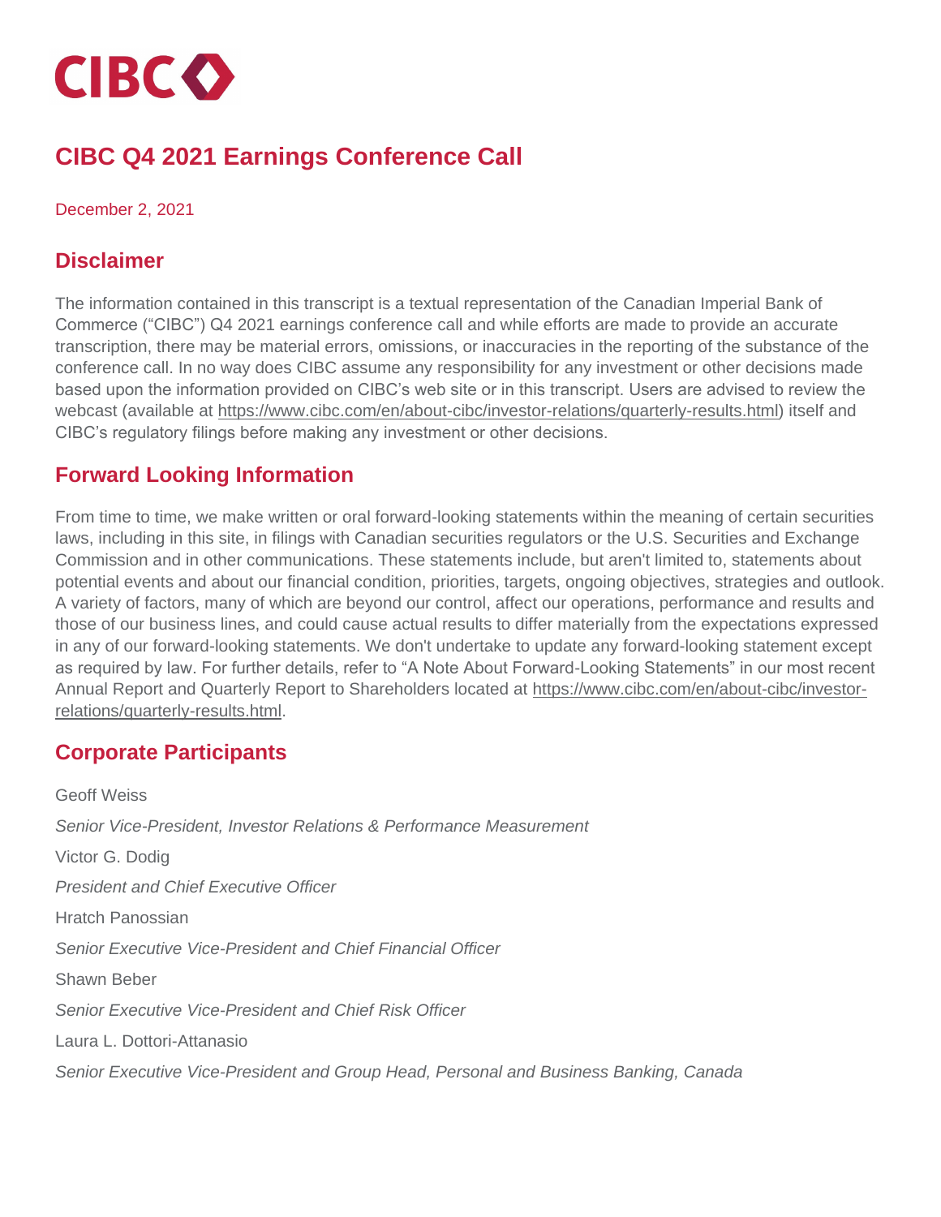CIBC

# CIBC Q4 2021 Earnings Conference Call

December 2, 2021

## Disclaimer

The information contained in this transcript is a textual representation of the Canadian Imperial Bank of Commerce ("CIBC") Q4 2021 earnings conference call and while efforts are made to provide an accurate transcription, there may be material errors, omissions, or inaccuracies in the reporting of the substance of the conference call. In no way does CIBC assume any responsibility for any investment or other decisions made based upon the information provided on CIBC's web site or in this transcript. Users are advised to review the webcast (available at https://www.cibc.com/en/about-cibc/investor-relations/quarterly-results.html) itself and CIBC's regulatory filings before making any investment or other decisions.

## Forward Looking Information

From time to time, we make written or oral forward-looking statements within the meaning of certain securities laws, including in this site, in filings with Canadian securities regulators or the U.S. Securities and Exchange Commission and in other communications. These statements include, but aren't limited to, statements about potential events and about our financial condition, priorities, targets, ongoing objectives, strategies and outlook. A variety of factors, many of which are beyond our control, affect our operations, performance and results and those of our business lines, and could cause actual results to differ materially from the expectations expressed in any of our forward-looking statements. We don't undertake to update any forward-looking statement except as required by law. For further details, refer to "A Note About Forward-Looking Statements" in our most recent Annual Report and Quarterly Report to Shareholders located at https://www.cibc.com/en/about-cibc/investor-relations/quarterly-results.html.

## Corporate Participants

Geoff Weiss

*Senior Vice-President, Investor Relations & Performance Measurement*

Victor G. Dodig

*President and Chief Executive Officer*

Hratch Panossian

*Senior Executive Vice-President and Chief Financial Officer*

Shawn Beber

*Senior Executive Vice-President and Chief Risk Officer*

Laura L. Dottori-Attanasio

*Senior Executive Vice-President and Group Head, Personal and Business Banking, Canada*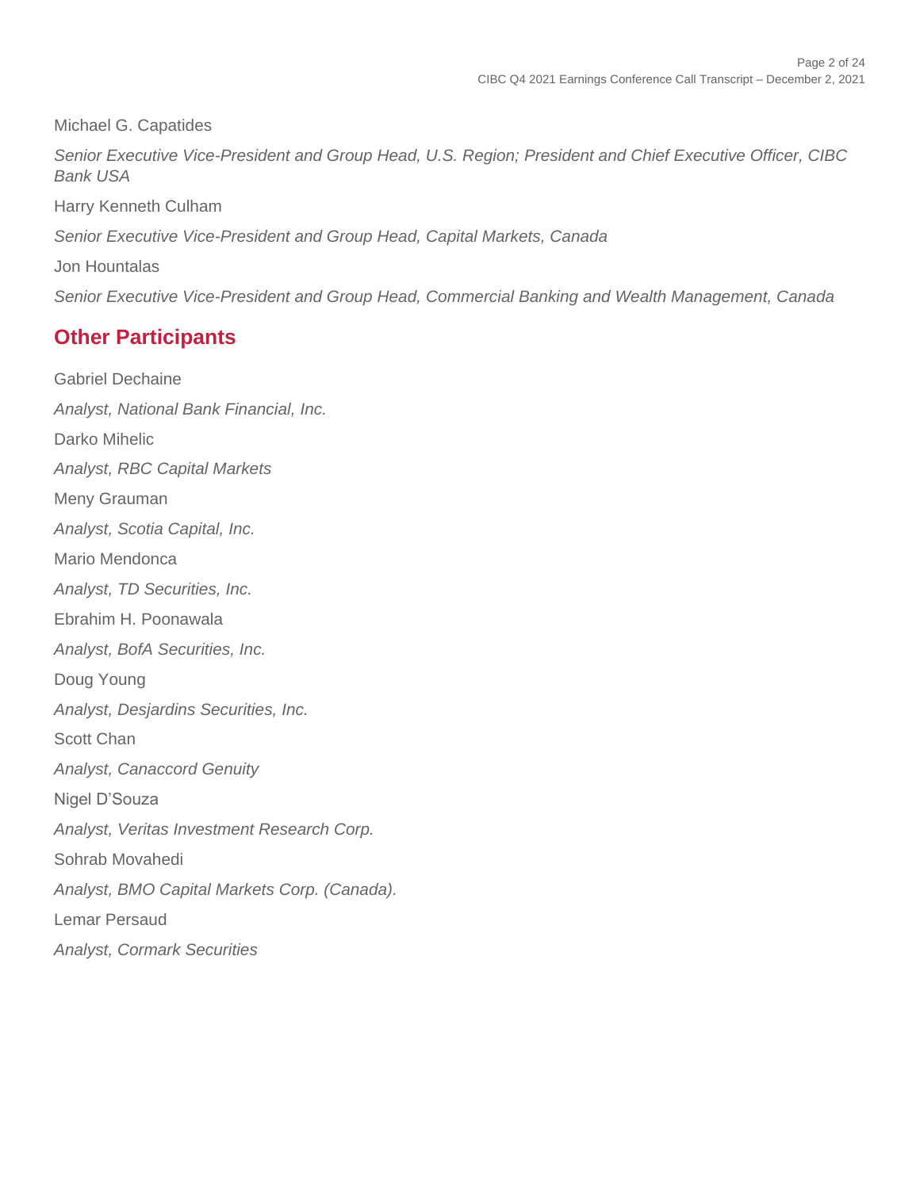Michael G. Capatides

*Senior Executive Vice-President and Group Head, U.S. Region; President and Chief Executive Officer, CIBC Bank USA*

Harry Kenneth Culham

*Senior Executive Vice-President and Group Head, Capital Markets, Canada*

Jon Hountalas

*Senior Executive Vice-President and Group Head, Commercial Banking and Wealth Management, Canada*

## Other Participants

Gabriel Dechaine

*Analyst, National Bank Financial, Inc.*

Darko Mihelic

*Analyst, RBC Capital Markets*

Meny Grauman

*Analyst, Scotia Capital, Inc.*

Mario Mendonca

*Analyst, TD Securities, Inc.*

Ebrahim H. Poonawala

*Analyst, BofA Securities, Inc.*

Doug Young

*Analyst, Desjardins Securities, Inc.*

Scott Chan

*Analyst, Canaccord Genuity*

Nigel D'Souza

*Analyst, Veritas Investment Research Corp.*

Sohrab Movahedi

*Analyst, BMO Capital Markets Corp. (Canada).*

Lemar Persaud

*Analyst, Cormark Securities*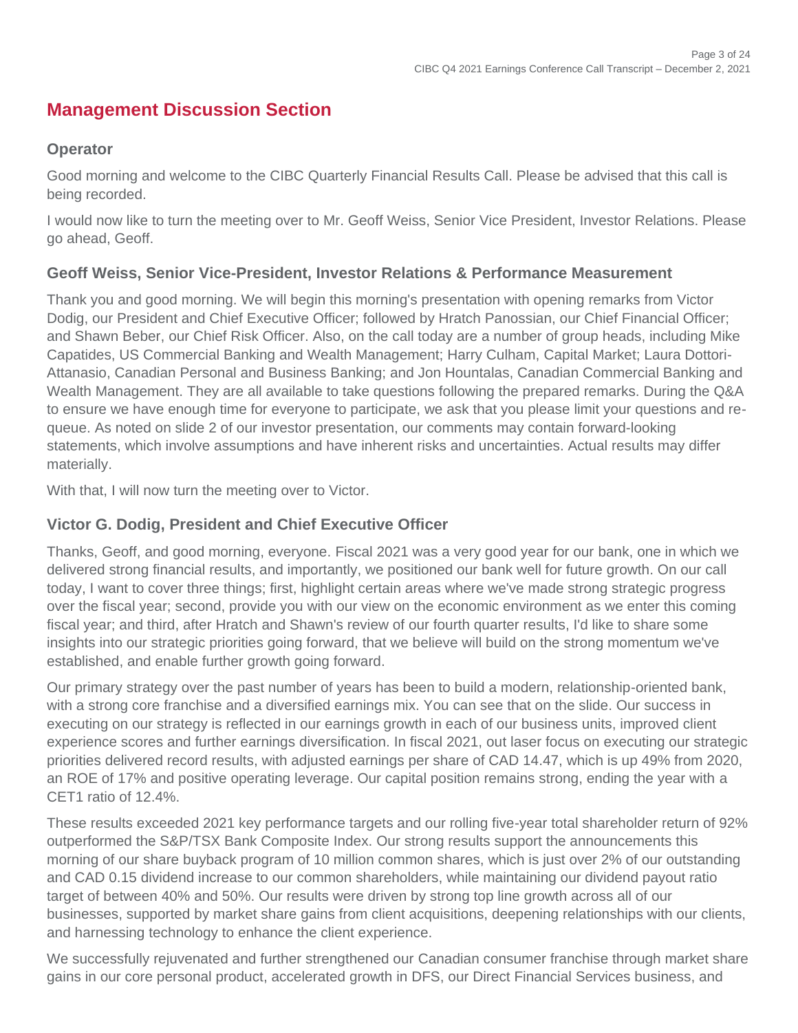## Management Discussion Section

### Operator

Good morning and welcome to the CIBC Quarterly Financial Results Call. Please be advised that this call is being recorded.

I would now like to turn the meeting over to Mr. Geoff Weiss, Senior Vice President, Investor Relations. Please go ahead, Geoff.

### Geoff Weiss, Senior Vice-President, Investor Relations & Performance Measurement

Thank you and good morning. We will begin this morning's presentation with opening remarks from Victor Dodig, our President and Chief Executive Officer; followed by Hratch Panossian, our Chief Financial Officer; and Shawn Beber, our Chief Risk Officer. Also, on the call today are a number of group heads, including Mike Capatides, US Commercial Banking and Wealth Management; Harry Culham, Capital Market; Laura Dottori-Attanasio, Canadian Personal and Business Banking; and Jon Hountalas, Canadian Commercial Banking and Wealth Management. They are all available to take questions following the prepared remarks. During the Q&A to ensure we have enough time for everyone to participate, we ask that you please limit your questions and re-queue. As noted on slide 2 of our investor presentation, our comments may contain forward-looking statements, which involve assumptions and have inherent risks and uncertainties. Actual results may differ materially.

With that, I will now turn the meeting over to Victor.

### Victor G. Dodig, President and Chief Executive Officer

Thanks, Geoff, and good morning, everyone. Fiscal 2021 was a very good year for our bank, one in which we delivered strong financial results, and importantly, we positioned our bank well for future growth. On our call today, I want to cover three things; first, highlight certain areas where we've made strong strategic progress over the fiscal year; second, provide you with our view on the economic environment as we enter this coming fiscal year; and third, after Hratch and Shawn's review of our fourth quarter results, I'd like to share some insights into our strategic priorities going forward, that we believe will build on the strong momentum we've established, and enable further growth going forward.

Our primary strategy over the past number of years has been to build a modern, relationship-oriented bank, with a strong core franchise and a diversified earnings mix. You can see that on the slide. Our success in executing on our strategy is reflected in our earnings growth in each of our business units, improved client experience scores and further earnings diversification. In fiscal 2021, out laser focus on executing our strategic priorities delivered record results, with adjusted earnings per share of CAD 14.47, which is up 49% from 2020, an ROE of 17% and positive operating leverage. Our capital position remains strong, ending the year with a CET1 ratio of 12.4%.

These results exceeded 2021 key performance targets and our rolling five-year total shareholder return of 92% outperformed the S&P/TSX Bank Composite Index. Our strong results support the announcements this morning of our share buyback program of 10 million common shares, which is just over 2% of our outstanding and CAD 0.15 dividend increase to our common shareholders, while maintaining our dividend payout ratio target of between 40% and 50%. Our results were driven by strong top line growth across all of our businesses, supported by market share gains from client acquisitions, deepening relationships with our clients, and harnessing technology to enhance the client experience.

We successfully rejuvenated and further strengthened our Canadian consumer franchise through market share gains in our core personal product, accelerated growth in DFS, our Direct Financial Services business, and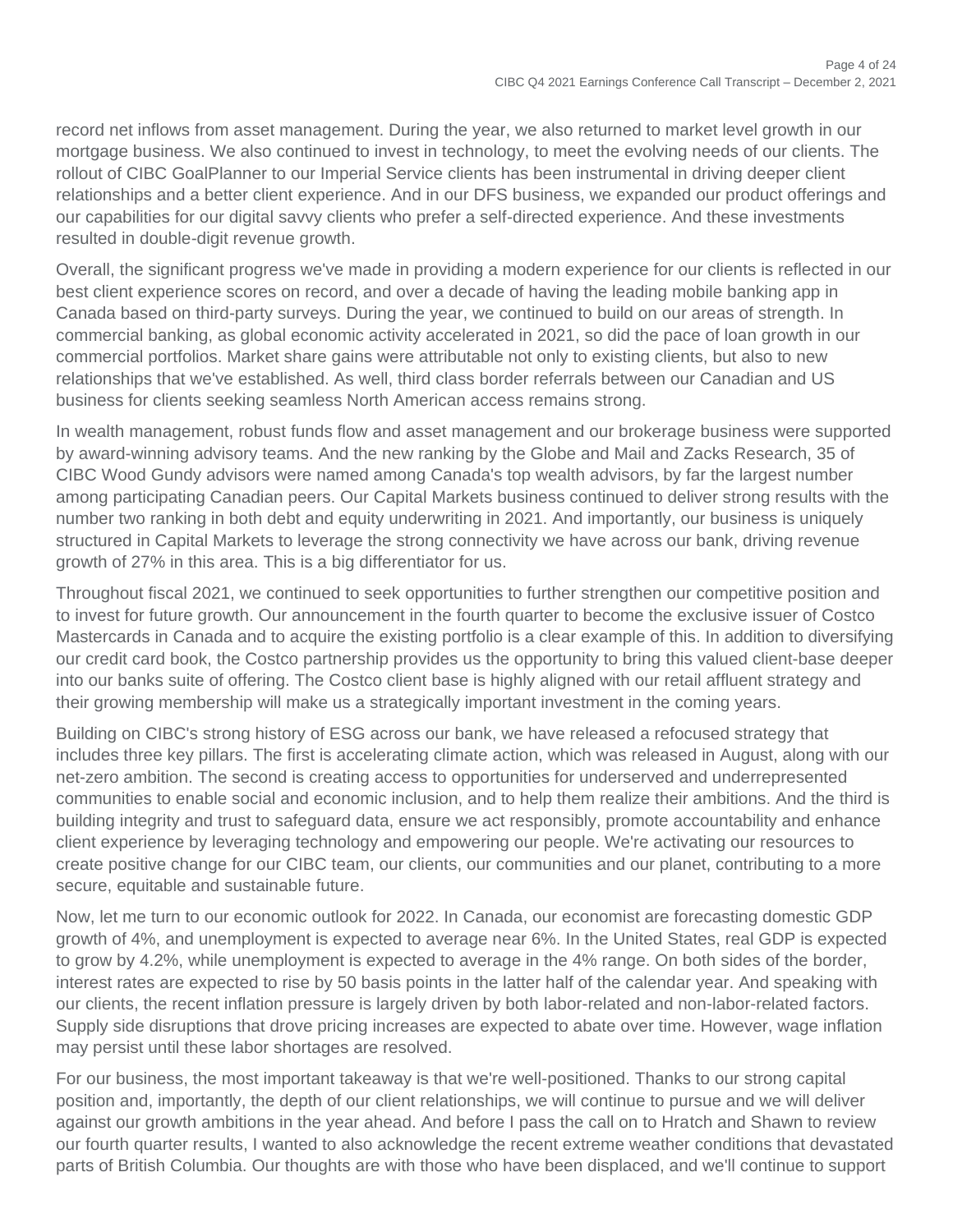record net inflows from asset management. During the year, we also returned to market level growth in our mortgage business. We also continued to invest in technology, to meet the evolving needs of our clients. The rollout of CIBC GoalPlanner to our Imperial Service clients has been instrumental in driving deeper client relationships and a better client experience. And in our DFS business, we expanded our product offerings and our capabilities for our digital savvy clients who prefer a self-directed experience. And these investments resulted in double-digit revenue growth.

Overall, the significant progress we've made in providing a modern experience for our clients is reflected in our best client experience scores on record, and over a decade of having the leading mobile banking app in Canada based on third-party surveys. During the year, we continued to build on our areas of strength. In commercial banking, as global economic activity accelerated in 2021, so did the pace of loan growth in our commercial portfolios. Market share gains were attributable not only to existing clients, but also to new relationships that we've established. As well, third class border referrals between our Canadian and US business for clients seeking seamless North American access remains strong.

In wealth management, robust funds flow and asset management and our brokerage business were supported by award-winning advisory teams. And the new ranking by the Globe and Mail and Zacks Research, 35 of CIBC Wood Gundy advisors were named among Canada's top wealth advisors, by far the largest number among participating Canadian peers. Our Capital Markets business continued to deliver strong results with the number two ranking in both debt and equity underwriting in 2021. And importantly, our business is uniquely structured in Capital Markets to leverage the strong connectivity we have across our bank, driving revenue growth of 27% in this area. This is a big differentiator for us.

Throughout fiscal 2021, we continued to seek opportunities to further strengthen our competitive position and to invest for future growth. Our announcement in the fourth quarter to become the exclusive issuer of Costco Mastercards in Canada and to acquire the existing portfolio is a clear example of this. In addition to diversifying our credit card book, the Costco partnership provides us the opportunity to bring this valued client-base deeper into our banks suite of offering. The Costco client base is highly aligned with our retail affluent strategy and their growing membership will make us a strategically important investment in the coming years.

Building on CIBC's strong history of ESG across our bank, we have released a refocused strategy that includes three key pillars. The first is accelerating climate action, which was released in August, along with our net-zero ambition. The second is creating access to opportunities for underserved and underrepresented communities to enable social and economic inclusion, and to help them realize their ambitions. And the third is building integrity and trust to safeguard data, ensure we act responsibly, promote accountability and enhance client experience by leveraging technology and empowering our people. We're activating our resources to create positive change for our CIBC team, our clients, our communities and our planet, contributing to a more secure, equitable and sustainable future.

Now, let me turn to our economic outlook for 2022. In Canada, our economist are forecasting domestic GDP growth of 4%, and unemployment is expected to average near 6%. In the United States, real GDP is expected to grow by 4.2%, while unemployment is expected to average in the 4% range. On both sides of the border, interest rates are expected to rise by 50 basis points in the latter half of the calendar year. And speaking with our clients, the recent inflation pressure is largely driven by both labor-related and non-labor-related factors. Supply side disruptions that drove pricing increases are expected to abate over time. However, wage inflation may persist until these labor shortages are resolved.

For our business, the most important takeaway is that we're well-positioned. Thanks to our strong capital position and, importantly, the depth of our client relationships, we will continue to pursue and we will deliver against our growth ambitions in the year ahead. And before I pass the call on to Hratch and Shawn to review our fourth quarter results, I wanted to also acknowledge the recent extreme weather conditions that devastated parts of British Columbia. Our thoughts are with those who have been displaced, and we'll continue to support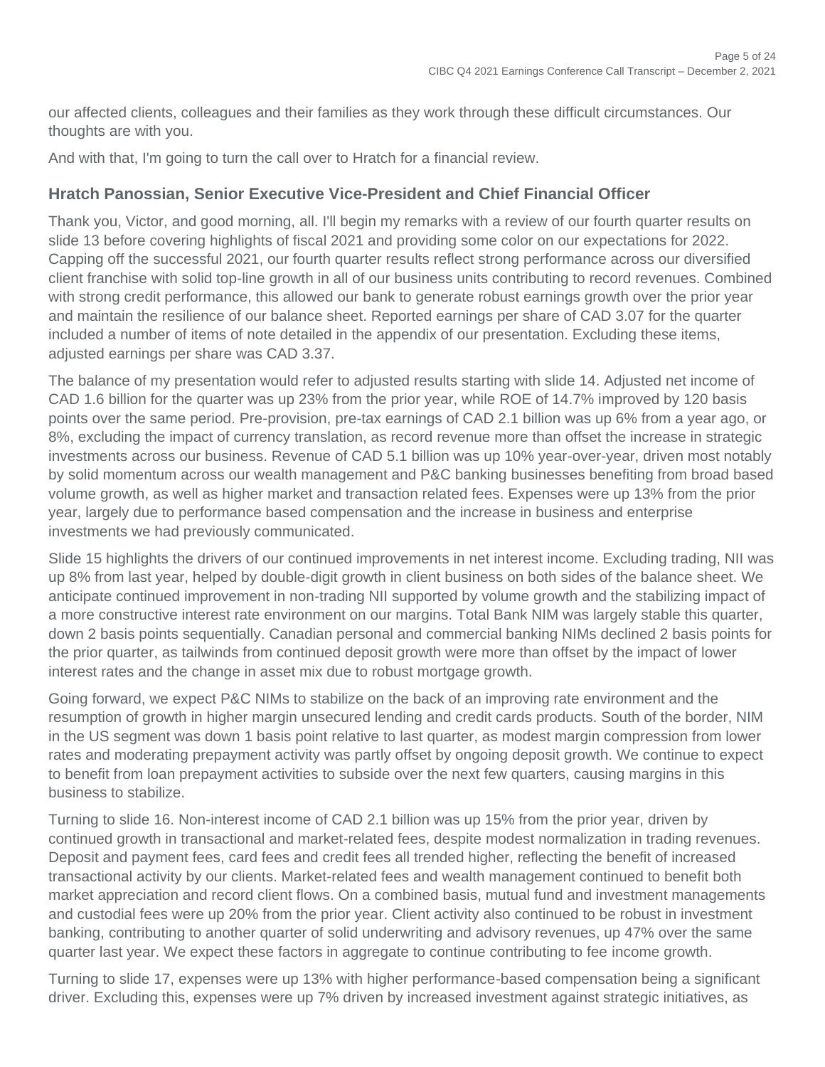our affected clients, colleagues and their families as they work through these difficult circumstances. Our thoughts are with you.

And with that, I'm going to turn the call over to Hratch for a financial review.

### Hratch Panossian, Senior Executive Vice-President and Chief Financial Officer

Thank you, Victor, and good morning, all. I'll begin my remarks with a review of our fourth quarter results on slide 13 before covering highlights of fiscal 2021 and providing some color on our expectations for 2022. Capping off the successful 2021, our fourth quarter results reflect strong performance across our diversified client franchise with solid top-line growth in all of our business units contributing to record revenues. Combined with strong credit performance, this allowed our bank to generate robust earnings growth over the prior year and maintain the resilience of our balance sheet. Reported earnings per share of CAD 3.07 for the quarter included a number of items of note detailed in the appendix of our presentation. Excluding these items, adjusted earnings per share was CAD 3.37.

The balance of my presentation would refer to adjusted results starting with slide 14. Adjusted net income of CAD 1.6 billion for the quarter was up 23% from the prior year, while ROE of 14.7% improved by 120 basis points over the same period. Pre-provision, pre-tax earnings of CAD 2.1 billion was up 6% from a year ago, or 8%, excluding the impact of currency translation, as record revenue more than offset the increase in strategic investments across our business. Revenue of CAD 5.1 billion was up 10% year-over-year, driven most notably by solid momentum across our wealth management and P&C banking businesses benefiting from broad based volume growth, as well as higher market and transaction related fees. Expenses were up 13% from the prior year, largely due to performance based compensation and the increase in business and enterprise investments we had previously communicated.

Slide 15 highlights the drivers of our continued improvements in net interest income. Excluding trading, NII was up 8% from last year, helped by double-digit growth in client business on both sides of the balance sheet. We anticipate continued improvement in non-trading NII supported by volume growth and the stabilizing impact of a more constructive interest rate environment on our margins. Total Bank NIM was largely stable this quarter, down 2 basis points sequentially. Canadian personal and commercial banking NIMs declined 2 basis points for the prior quarter, as tailwinds from continued deposit growth were more than offset by the impact of lower interest rates and the change in asset mix due to robust mortgage growth.

Going forward, we expect P&C NIMs to stabilize on the back of an improving rate environment and the resumption of growth in higher margin unsecured lending and credit cards products. South of the border, NIM in the US segment was down 1 basis point relative to last quarter, as modest margin compression from lower rates and moderating prepayment activity was partly offset by ongoing deposit growth. We continue to expect to benefit from loan prepayment activities to subside over the next few quarters, causing margins in this business to stabilize.

Turning to slide 16. Non-interest income of CAD 2.1 billion was up 15% from the prior year, driven by continued growth in transactional and market-related fees, despite modest normalization in trading revenues. Deposit and payment fees, card fees and credit fees all trended higher, reflecting the benefit of increased transactional activity by our clients. Market-related fees and wealth management continued to benefit both market appreciation and record client flows. On a combined basis, mutual fund and investment managements and custodial fees were up 20% from the prior year. Client activity also continued to be robust in investment banking, contributing to another quarter of solid underwriting and advisory revenues, up 47% over the same quarter last year. We expect these factors in aggregate to continue contributing to fee income growth.

Turning to slide 17, expenses were up 13% with higher performance-based compensation being a significant driver. Excluding this, expenses were up 7% driven by increased investment against strategic initiatives, as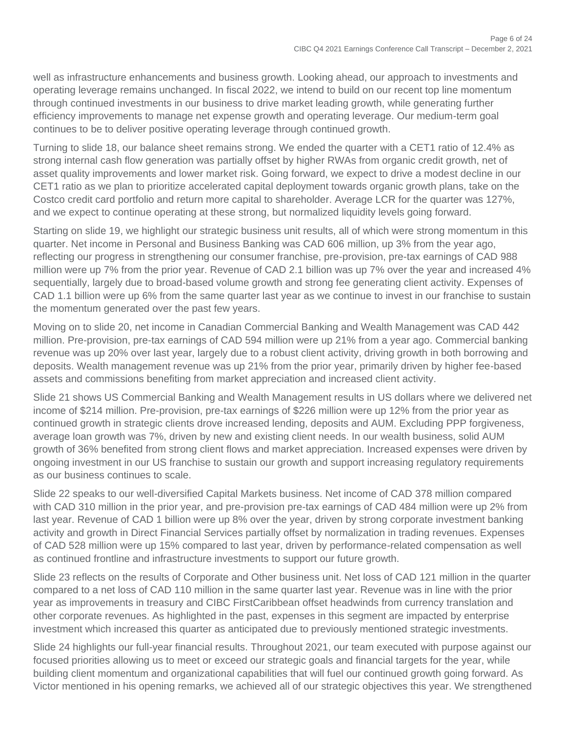well as infrastructure enhancements and business growth. Looking ahead, our approach to investments and operating leverage remains unchanged. In fiscal 2022, we intend to build on our recent top line momentum through continued investments in our business to drive market leading growth, while generating further efficiency improvements to manage net expense growth and operating leverage. Our medium-term goal continues to be to deliver positive operating leverage through continued growth.

Turning to slide 18, our balance sheet remains strong. We ended the quarter with a CET1 ratio of 12.4% as strong internal cash flow generation was partially offset by higher RWAs from organic credit growth, net of asset quality improvements and lower market risk. Going forward, we expect to drive a modest decline in our CET1 ratio as we plan to prioritize accelerated capital deployment towards organic growth plans, take on the Costco credit card portfolio and return more capital to shareholder. Average LCR for the quarter was 127%, and we expect to continue operating at these strong, but normalized liquidity levels going forward.

Starting on slide 19, we highlight our strategic business unit results, all of which were strong momentum in this quarter. Net income in Personal and Business Banking was CAD 606 million, up 3% from the year ago, reflecting our progress in strengthening our consumer franchise, pre-provision, pre-tax earnings of CAD 988 million were up 7% from the prior year. Revenue of CAD 2.1 billion was up 7% over the year and increased 4% sequentially, largely due to broad-based volume growth and strong fee generating client activity. Expenses of CAD 1.1 billion were up 6% from the same quarter last year as we continue to invest in our franchise to sustain the momentum generated over the past few years.

Moving on to slide 20, net income in Canadian Commercial Banking and Wealth Management was CAD 442 million. Pre-provision, pre-tax earnings of CAD 594 million were up 21% from a year ago. Commercial banking revenue was up 20% over last year, largely due to a robust client activity, driving growth in both borrowing and deposits. Wealth management revenue was up 21% from the prior year, primarily driven by higher fee-based assets and commissions benefiting from market appreciation and increased client activity.

Slide 21 shows US Commercial Banking and Wealth Management results in US dollars where we delivered net income of $214 million. Pre-provision, pre-tax earnings of $226 million were up 12% from the prior year as continued growth in strategic clients drove increased lending, deposits and AUM. Excluding PPP forgiveness, average loan growth was 7%, driven by new and existing client needs. In our wealth business, solid AUM growth of 36% benefited from strong client flows and market appreciation. Increased expenses were driven by ongoing investment in our US franchise to sustain our growth and support increasing regulatory requirements as our business continues to scale.

Slide 22 speaks to our well-diversified Capital Markets business. Net income of CAD 378 million compared with CAD 310 million in the prior year, and pre-provision pre-tax earnings of CAD 484 million were up 2% from last year. Revenue of CAD 1 billion were up 8% over the year, driven by strong corporate investment banking activity and growth in Direct Financial Services partially offset by normalization in trading revenues. Expenses of CAD 528 million were up 15% compared to last year, driven by performance-related compensation as well as continued frontline and infrastructure investments to support our future growth.

Slide 23 reflects on the results of Corporate and Other business unit. Net loss of CAD 121 million in the quarter compared to a net loss of CAD 110 million in the same quarter last year. Revenue was in line with the prior year as improvements in treasury and CIBC FirstCaribbean offset headwinds from currency translation and other corporate revenues. As highlighted in the past, expenses in this segment are impacted by enterprise investment which increased this quarter as anticipated due to previously mentioned strategic investments.

Slide 24 highlights our full-year financial results. Throughout 2021, our team executed with purpose against our focused priorities allowing us to meet or exceed our strategic goals and financial targets for the year, while building client momentum and organizational capabilities that will fuel our continued growth going forward. As Victor mentioned in his opening remarks, we achieved all of our strategic objectives this year. We strengthened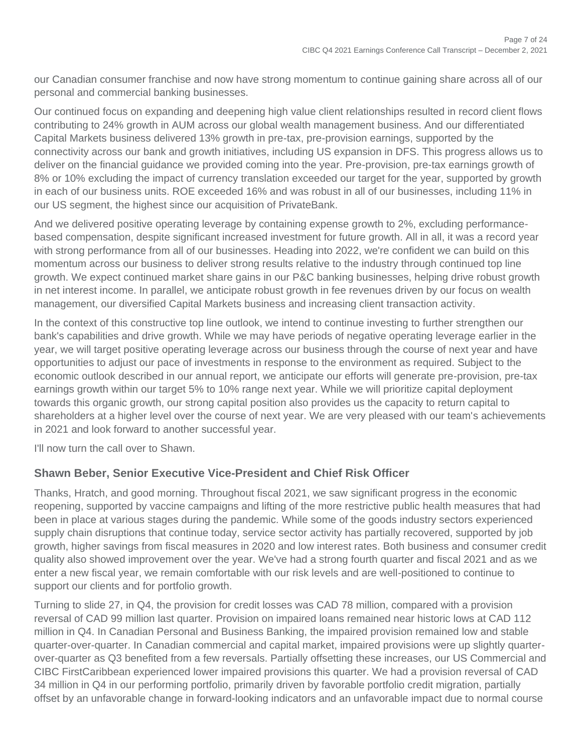our Canadian consumer franchise and now have strong momentum to continue gaining share across all of our personal and commercial banking businesses.

Our continued focus on expanding and deepening high value client relationships resulted in record client flows contributing to 24% growth in AUM across our global wealth management business. And our differentiated Capital Markets business delivered 13% growth in pre-tax, pre-provision earnings, supported by the connectivity across our bank and growth initiatives, including US expansion in DFS. This progress allows us to deliver on the financial guidance we provided coming into the year. Pre-provision, pre-tax earnings growth of 8% or 10% excluding the impact of currency translation exceeded our target for the year, supported by growth in each of our business units. ROE exceeded 16% and was robust in all of our businesses, including 11% in our US segment, the highest since our acquisition of PrivateBank.

And we delivered positive operating leverage by containing expense growth to 2%, excluding performance-based compensation, despite significant increased investment for future growth. All in all, it was a record year with strong performance from all of our businesses. Heading into 2022, we're confident we can build on this momentum across our business to deliver strong results relative to the industry through continued top line growth. We expect continued market share gains in our P&C banking businesses, helping drive robust growth in net interest income. In parallel, we anticipate robust growth in fee revenues driven by our focus on wealth management, our diversified Capital Markets business and increasing client transaction activity.

In the context of this constructive top line outlook, we intend to continue investing to further strengthen our bank's capabilities and drive growth. While we may have periods of negative operating leverage earlier in the year, we will target positive operating leverage across our business through the course of next year and have opportunities to adjust our pace of investments in response to the environment as required. Subject to the economic outlook described in our annual report, we anticipate our efforts will generate pre-provision, pre-tax earnings growth within our target 5% to 10% range next year. While we will prioritize capital deployment towards this organic growth, our strong capital position also provides us the capacity to return capital to shareholders at a higher level over the course of next year. We are very pleased with our team's achievements in 2021 and look forward to another successful year.

I'll now turn the call over to Shawn.

## Shawn Beber, Senior Executive Vice-President and Chief Risk Officer

Thanks, Hratch, and good morning. Throughout fiscal 2021, we saw significant progress in the economic reopening, supported by vaccine campaigns and lifting of the more restrictive public health measures that had been in place at various stages during the pandemic. While some of the goods industry sectors experienced supply chain disruptions that continue today, service sector activity has partially recovered, supported by job growth, higher savings from fiscal measures in 2020 and low interest rates. Both business and consumer credit quality also showed improvement over the year. We've had a strong fourth quarter and fiscal 2021 and as we enter a new fiscal year, we remain comfortable with our risk levels and are well-positioned to continue to support our clients and for portfolio growth.

Turning to slide 27, in Q4, the provision for credit losses was CAD 78 million, compared with a provision reversal of CAD 99 million last quarter. Provision on impaired loans remained near historic lows at CAD 112 million in Q4. In Canadian Personal and Business Banking, the impaired provision remained low and stable quarter-over-quarter. In Canadian commercial and capital market, impaired provisions were up slightly quarter-over-quarter as Q3 benefited from a few reversals. Partially offsetting these increases, our US Commercial and CIBC FirstCaribbean experienced lower impaired provisions this quarter. We had a provision reversal of CAD 34 million in Q4 in our performing portfolio, primarily driven by favorable portfolio credit migration, partially offset by an unfavorable change in forward-looking indicators and an unfavorable impact due to normal course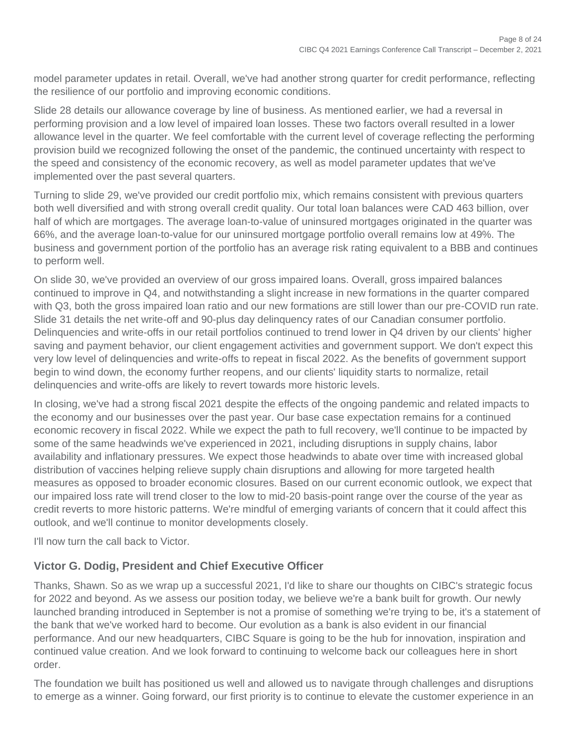model parameter updates in retail. Overall, we've had another strong quarter for credit performance, reflecting the resilience of our portfolio and improving economic conditions.

Slide 28 details our allowance coverage by line of business. As mentioned earlier, we had a reversal in performing provision and a low level of impaired loan losses. These two factors overall resulted in a lower allowance level in the quarter. We feel comfortable with the current level of coverage reflecting the performing provision build we recognized following the onset of the pandemic, the continued uncertainty with respect to the speed and consistency of the economic recovery, as well as model parameter updates that we've implemented over the past several quarters.

Turning to slide 29, we've provided our credit portfolio mix, which remains consistent with previous quarters both well diversified and with strong overall credit quality. Our total loan balances were CAD 463 billion, over half of which are mortgages. The average loan-to-value of uninsured mortgages originated in the quarter was 66%, and the average loan-to-value for our uninsured mortgage portfolio overall remains low at 49%. The business and government portion of the portfolio has an average risk rating equivalent to a BBB and continues to perform well.

On slide 30, we've provided an overview of our gross impaired loans. Overall, gross impaired balances continued to improve in Q4, and notwithstanding a slight increase in new formations in the quarter compared with Q3, both the gross impaired loan ratio and our new formations are still lower than our pre-COVID run rate. Slide 31 details the net write-off and 90-plus day delinquency rates of our Canadian consumer portfolio. Delinquencies and write-offs in our retail portfolios continued to trend lower in Q4 driven by our clients' higher saving and payment behavior, our client engagement activities and government support. We don't expect this very low level of delinquencies and write-offs to repeat in fiscal 2022. As the benefits of government support begin to wind down, the economy further reopens, and our clients' liquidity starts to normalize, retail delinquencies and write-offs are likely to revert towards more historic levels.

In closing, we've had a strong fiscal 2021 despite the effects of the ongoing pandemic and related impacts to the economy and our businesses over the past year. Our base case expectation remains for a continued economic recovery in fiscal 2022. While we expect the path to full recovery, we'll continue to be impacted by some of the same headwinds we've experienced in 2021, including disruptions in supply chains, labor availability and inflationary pressures. We expect those headwinds to abate over time with increased global distribution of vaccines helping relieve supply chain disruptions and allowing for more targeted health measures as opposed to broader economic closures. Based on our current economic outlook, we expect that our impaired loss rate will trend closer to the low to mid-20 basis-point range over the course of the year as credit reverts to more historic patterns. We're mindful of emerging variants of concern that it could affect this outlook, and we'll continue to monitor developments closely.

I'll now turn the call back to Victor.

### Victor G. Dodig, President and Chief Executive Officer

Thanks, Shawn. So as we wrap up a successful 2021, I'd like to share our thoughts on CIBC's strategic focus for 2022 and beyond. As we assess our position today, we believe we're a bank built for growth. Our newly launched branding introduced in September is not a promise of something we're trying to be, it's a statement of the bank that we've worked hard to become. Our evolution as a bank is also evident in our financial performance. And our new headquarters, CIBC Square is going to be the hub for innovation, inspiration and continued value creation. And we look forward to continuing to welcome back our colleagues here in short order.

The foundation we built has positioned us well and allowed us to navigate through challenges and disruptions to emerge as a winner. Going forward, our first priority is to continue to elevate the customer experience in an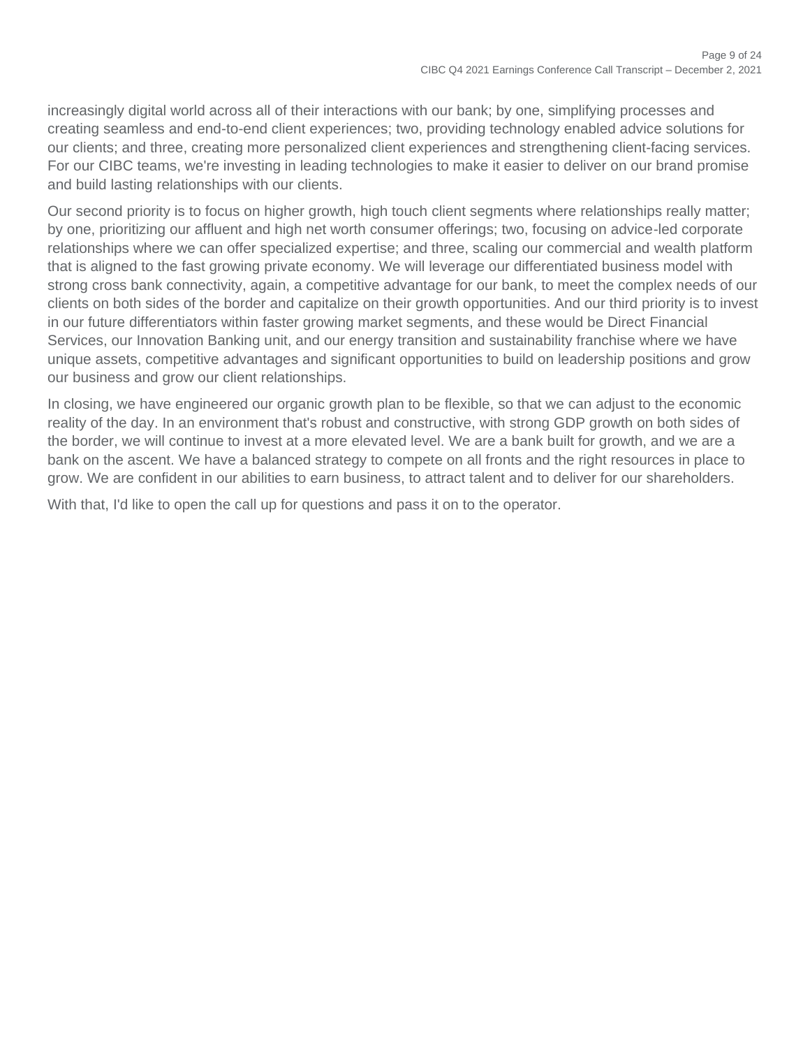increasingly digital world across all of their interactions with our bank; by one, simplifying processes and creating seamless and end-to-end client experiences; two, providing technology enabled advice solutions for our clients; and three, creating more personalized client experiences and strengthening client-facing services. For our CIBC teams, we're investing in leading technologies to make it easier to deliver on our brand promise and build lasting relationships with our clients.

Our second priority is to focus on higher growth, high touch client segments where relationships really matter; by one, prioritizing our affluent and high net worth consumer offerings; two, focusing on advice-led corporate relationships where we can offer specialized expertise; and three, scaling our commercial and wealth platform that is aligned to the fast growing private economy. We will leverage our differentiated business model with strong cross bank connectivity, again, a competitive advantage for our bank, to meet the complex needs of our clients on both sides of the border and capitalize on their growth opportunities. And our third priority is to invest in our future differentiators within faster growing market segments, and these would be Direct Financial Services, our Innovation Banking unit, and our energy transition and sustainability franchise where we have unique assets, competitive advantages and significant opportunities to build on leadership positions and grow our business and grow our client relationships.

In closing, we have engineered our organic growth plan to be flexible, so that we can adjust to the economic reality of the day. In an environment that's robust and constructive, with strong GDP growth on both sides of the border, we will continue to invest at a more elevated level. We are a bank built for growth, and we are a bank on the ascent. We have a balanced strategy to compete on all fronts and the right resources in place to grow. We are confident in our abilities to earn business, to attract talent and to deliver for our shareholders.

With that, I'd like to open the call up for questions and pass it on to the operator.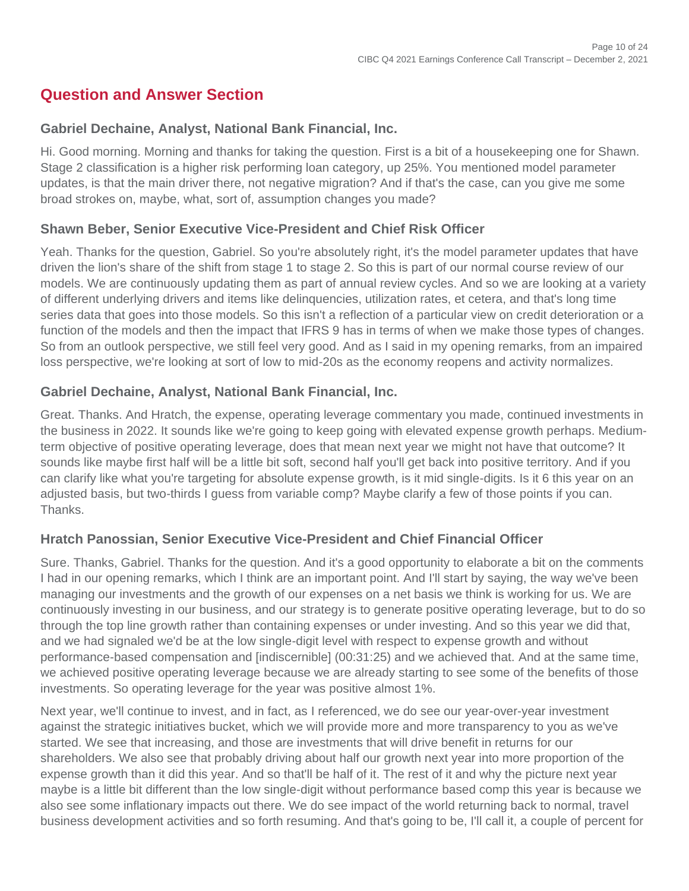## Question and Answer Section

### Gabriel Dechaine, Analyst, National Bank Financial, Inc.

Hi. Good morning. Morning and thanks for taking the question. First is a bit of a housekeeping one for Shawn. Stage 2 classification is a higher risk performing loan category, up 25%. You mentioned model parameter updates, is that the main driver there, not negative migration? And if that's the case, can you give me some broad strokes on, maybe, what, sort of, assumption changes you made?

### Shawn Beber, Senior Executive Vice-President and Chief Risk Officer

Yeah. Thanks for the question, Gabriel. So you're absolutely right, it's the model parameter updates that have driven the lion's share of the shift from stage 1 to stage 2. So this is part of our normal course review of our models. We are continuously updating them as part of annual review cycles. And so we are looking at a variety of different underlying drivers and items like delinquencies, utilization rates, et cetera, and that's long time series data that goes into those models. So this isn't a reflection of a particular view on credit deterioration or a function of the models and then the impact that IFRS 9 has in terms of when we make those types of changes. So from an outlook perspective, we still feel very good. And as I said in my opening remarks, from an impaired loss perspective, we're looking at sort of low to mid-20s as the economy reopens and activity normalizes.

### Gabriel Dechaine, Analyst, National Bank Financial, Inc.

Great. Thanks. And Hratch, the expense, operating leverage commentary you made, continued investments in the business in 2022. It sounds like we're going to keep going with elevated expense growth perhaps. Medium-term objective of positive operating leverage, does that mean next year we might not have that outcome? It sounds like maybe first half will be a little bit soft, second half you'll get back into positive territory. And if you can clarify like what you're targeting for absolute expense growth, is it mid single-digits. Is it 6 this year on an adjusted basis, but two-thirds I guess from variable comp? Maybe clarify a few of those points if you can. Thanks.

### Hratch Panossian, Senior Executive Vice-President and Chief Financial Officer

Sure. Thanks, Gabriel. Thanks for the question. And it's a good opportunity to elaborate a bit on the comments I had in our opening remarks, which I think are an important point. And I'll start by saying, the way we've been managing our investments and the growth of our expenses on a net basis we think is working for us. We are continuously investing in our business, and our strategy is to generate positive operating leverage, but to do so through the top line growth rather than containing expenses or under investing. And so this year we did that, and we had signaled we'd be at the low single-digit level with respect to expense growth and without performance-based compensation and [indiscernible] (00:31:25) and we achieved that. And at the same time, we achieved positive operating leverage because we are already starting to see some of the benefits of those investments. So operating leverage for the year was positive almost 1%.

Next year, we'll continue to invest, and in fact, as I referenced, we do see our year-over-year investment against the strategic initiatives bucket, which we will provide more and more transparency to you as we've started. We see that increasing, and those are investments that will drive benefit in returns for our shareholders. We also see that probably driving about half our growth next year into more proportion of the expense growth than it did this year. And so that'll be half of it. The rest of it and why the picture next year maybe is a little bit different than the low single-digit without performance based comp this year is because we also see some inflationary impacts out there. We do see impact of the world returning back to normal, travel business development activities and so forth resuming. And that's going to be, I'll call it, a couple of percent for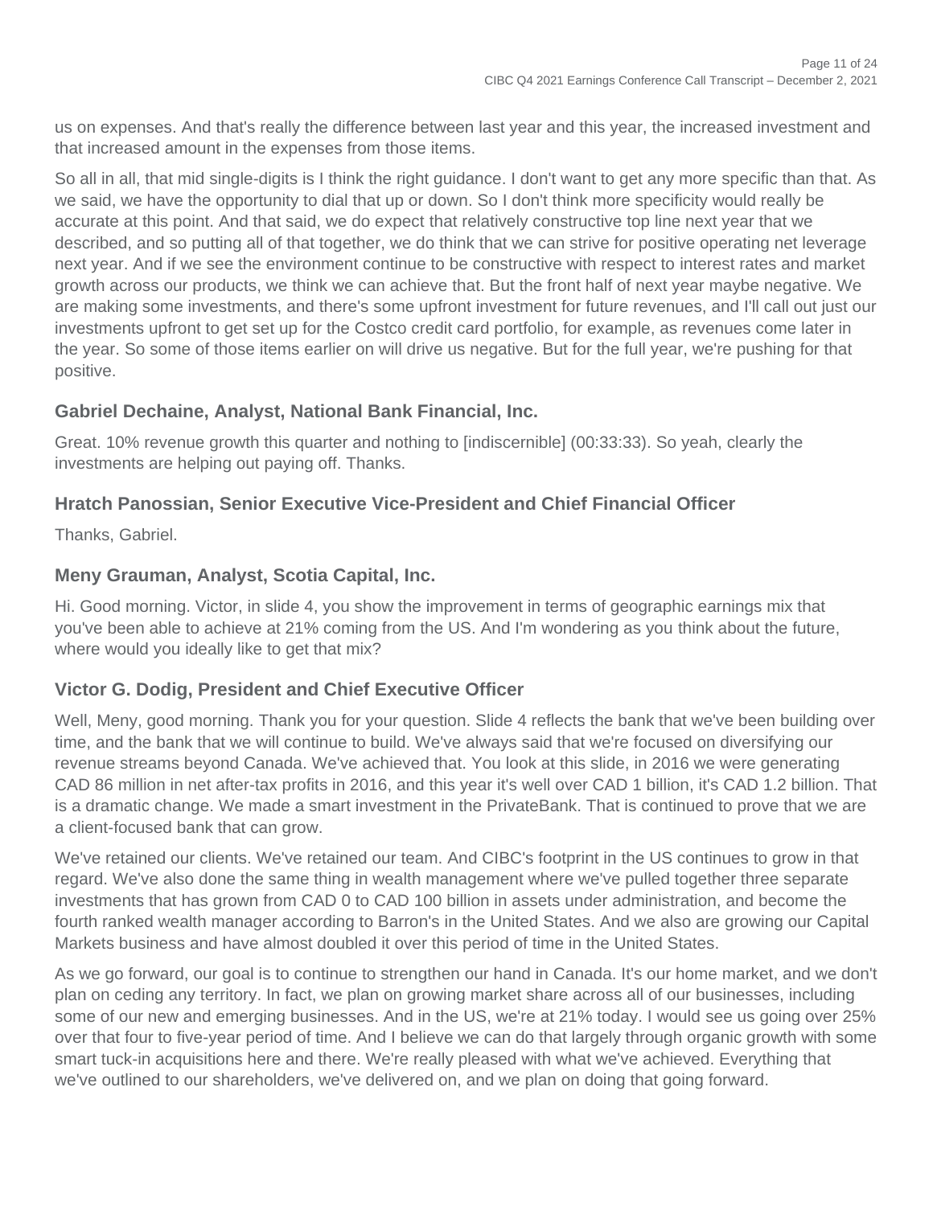us on expenses. And that's really the difference between last year and this year, the increased investment and that increased amount in the expenses from those items.

So all in all, that mid single-digits is I think the right guidance. I don't want to get any more specific than that. As we said, we have the opportunity to dial that up or down. So I don't think more specificity would really be accurate at this point. And that said, we do expect that relatively constructive top line next year that we described, and so putting all of that together, we do think that we can strive for positive operating net leverage next year. And if we see the environment continue to be constructive with respect to interest rates and market growth across our products, we think we can achieve that. But the front half of next year maybe negative. We are making some investments, and there's some upfront investment for future revenues, and I'll call out just our investments upfront to get set up for the Costco credit card portfolio, for example, as revenues come later in the year. So some of those items earlier on will drive us negative. But for the full year, we're pushing for that positive.

### Gabriel Dechaine, Analyst, National Bank Financial, Inc.

Great. 10% revenue growth this quarter and nothing to [indiscernible] (00:33:33). So yeah, clearly the investments are helping out paying off. Thanks.

### Hratch Panossian, Senior Executive Vice-President and Chief Financial Officer

Thanks, Gabriel.

### Meny Grauman, Analyst, Scotia Capital, Inc.

Hi. Good morning. Victor, in slide 4, you show the improvement in terms of geographic earnings mix that you've been able to achieve at 21% coming from the US. And I'm wondering as you think about the future, where would you ideally like to get that mix?

### Victor G. Dodig, President and Chief Executive Officer

Well, Meny, good morning. Thank you for your question. Slide 4 reflects the bank that we've been building over time, and the bank that we will continue to build. We've always said that we're focused on diversifying our revenue streams beyond Canada. We've achieved that. You look at this slide, in 2016 we were generating CAD 86 million in net after-tax profits in 2016, and this year it's well over CAD 1 billion, it's CAD 1.2 billion. That is a dramatic change. We made a smart investment in the PrivateBank. That is continued to prove that we are a client-focused bank that can grow.

We've retained our clients. We've retained our team. And CIBC's footprint in the US continues to grow in that regard. We've also done the same thing in wealth management where we've pulled together three separate investments that has grown from CAD 0 to CAD 100 billion in assets under administration, and become the fourth ranked wealth manager according to Barron's in the United States. And we also are growing our Capital Markets business and have almost doubled it over this period of time in the United States.

As we go forward, our goal is to continue to strengthen our hand in Canada. It's our home market, and we don't plan on ceding any territory. In fact, we plan on growing market share across all of our businesses, including some of our new and emerging businesses. And in the US, we're at 21% today. I would see us going over 25% over that four to five-year period of time. And I believe we can do that largely through organic growth with some smart tuck-in acquisitions here and there. We're really pleased with what we've achieved. Everything that we've outlined to our shareholders, we've delivered on, and we plan on doing that going forward.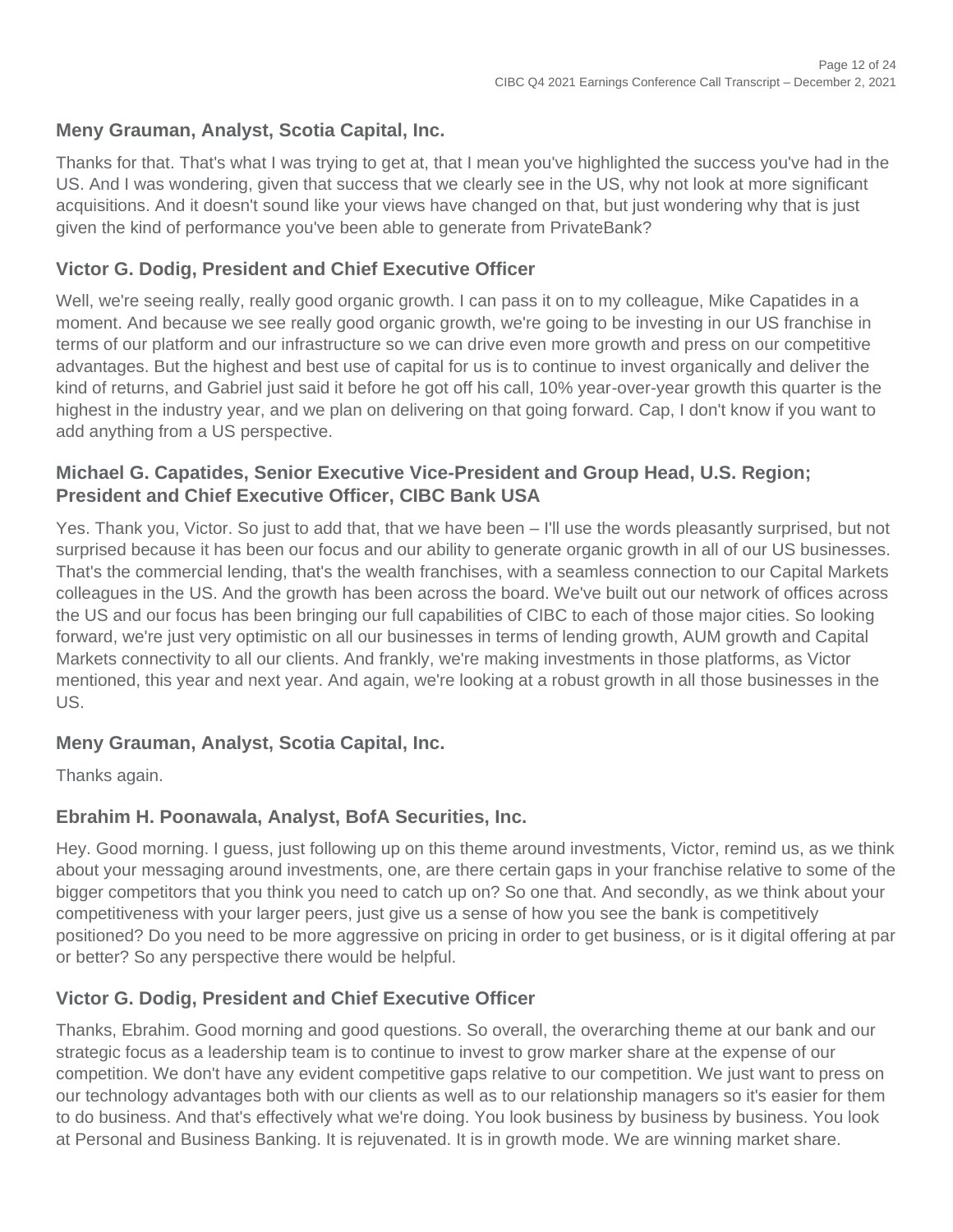### Meny Grauman, Analyst, Scotia Capital, Inc.

Thanks for that. That's what I was trying to get at, that I mean you've highlighted the success you've had in the US. And I was wondering, given that success that we clearly see in the US, why not look at more significant acquisitions. And it doesn't sound like your views have changed on that, but just wondering why that is just given the kind of performance you've been able to generate from PrivateBank?

### Victor G. Dodig, President and Chief Executive Officer

Well, we're seeing really, really good organic growth. I can pass it on to my colleague, Mike Capatides in a moment. And because we see really good organic growth, we're going to be investing in our US franchise in terms of our platform and our infrastructure so we can drive even more growth and press on our competitive advantages. But the highest and best use of capital for us is to continue to invest organically and deliver the kind of returns, and Gabriel just said it before he got off his call, 10% year-over-year growth this quarter is the highest in the industry year, and we plan on delivering on that going forward. Cap, I don't know if you want to add anything from a US perspective.

### Michael G. Capatides, Senior Executive Vice-President and Group Head, U.S. Region; President and Chief Executive Officer, CIBC Bank USA

Yes. Thank you, Victor. So just to add that, that we have been – I'll use the words pleasantly surprised, but not surprised because it has been our focus and our ability to generate organic growth in all of our US businesses. That's the commercial lending, that's the wealth franchises, with a seamless connection to our Capital Markets colleagues in the US. And the growth has been across the board. We've built out our network of offices across the US and our focus has been bringing our full capabilities of CIBC to each of those major cities. So looking forward, we're just very optimistic on all our businesses in terms of lending growth, AUM growth and Capital Markets connectivity to all our clients. And frankly, we're making investments in those platforms, as Victor mentioned, this year and next year. And again, we're looking at a robust growth in all those businesses in the US.

### Meny Grauman, Analyst, Scotia Capital, Inc.

Thanks again.

### Ebrahim H. Poonawala, Analyst, BofA Securities, Inc.

Hey. Good morning. I guess, just following up on this theme around investments, Victor, remind us, as we think about your messaging around investments, one, are there certain gaps in your franchise relative to some of the bigger competitors that you think you need to catch up on? So one that. And secondly, as we think about your competitiveness with your larger peers, just give us a sense of how you see the bank is competitively positioned? Do you need to be more aggressive on pricing in order to get business, or is it digital offering at par or better? So any perspective there would be helpful.

### Victor G. Dodig, President and Chief Executive Officer

Thanks, Ebrahim. Good morning and good questions. So overall, the overarching theme at our bank and our strategic focus as a leadership team is to continue to invest to grow marker share at the expense of our competition. We don't have any evident competitive gaps relative to our competition. We just want to press on our technology advantages both with our clients as well as to our relationship managers so it's easier for them to do business. And that's effectively what we're doing. You look business by business by business. You look at Personal and Business Banking. It is rejuvenated. It is in growth mode. We are winning market share.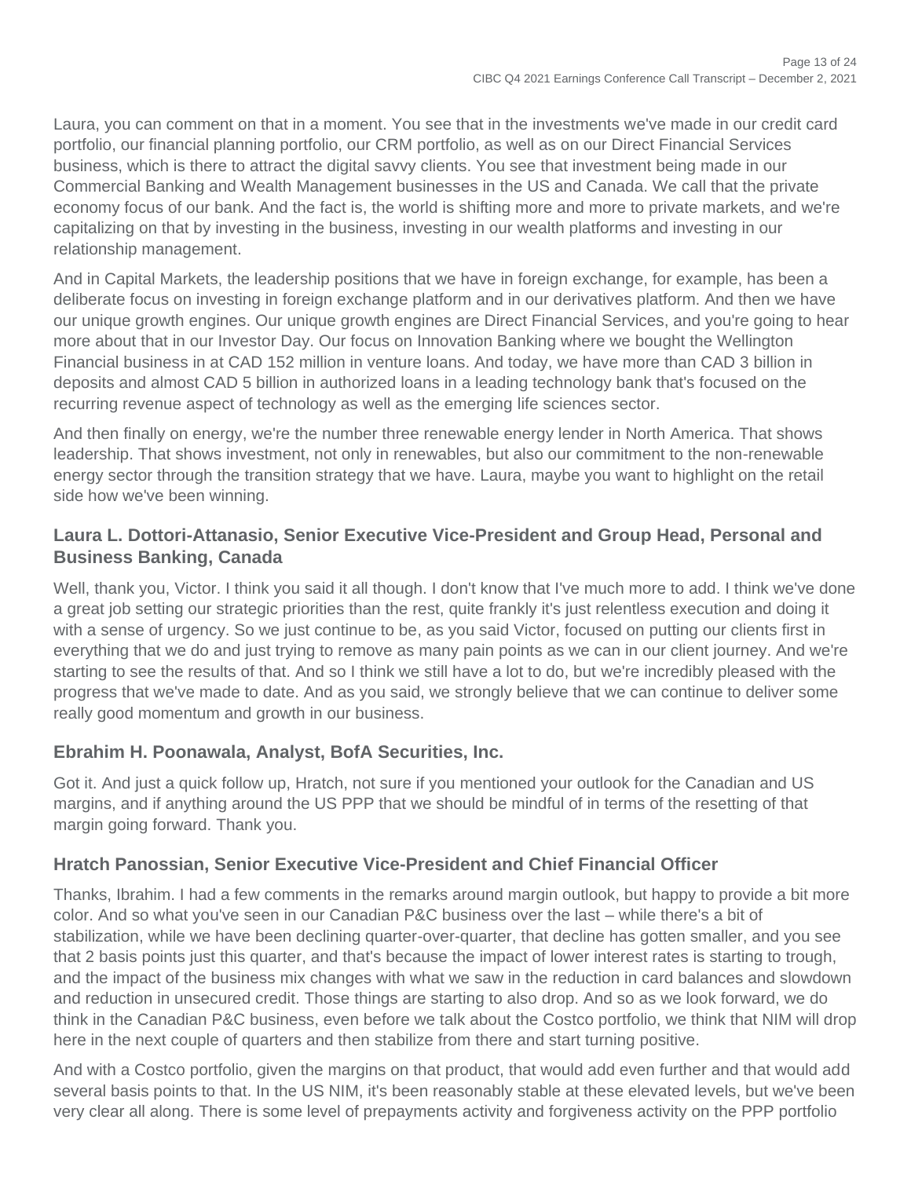Laura, you can comment on that in a moment. You see that in the investments we've made in our credit card portfolio, our financial planning portfolio, our CRM portfolio, as well as on our Direct Financial Services business, which is there to attract the digital savvy clients. You see that investment being made in our Commercial Banking and Wealth Management businesses in the US and Canada. We call that the private economy focus of our bank. And the fact is, the world is shifting more and more to private markets, and we're capitalizing on that by investing in the business, investing in our wealth platforms and investing in our relationship management.

And in Capital Markets, the leadership positions that we have in foreign exchange, for example, has been a deliberate focus on investing in foreign exchange platform and in our derivatives platform. And then we have our unique growth engines. Our unique growth engines are Direct Financial Services, and you're going to hear more about that in our Investor Day. Our focus on Innovation Banking where we bought the Wellington Financial business in at CAD 152 million in venture loans. And today, we have more than CAD 3 billion in deposits and almost CAD 5 billion in authorized loans in a leading technology bank that's focused on the recurring revenue aspect of technology as well as the emerging life sciences sector.

And then finally on energy, we're the number three renewable energy lender in North America. That shows leadership. That shows investment, not only in renewables, but also our commitment to the non-renewable energy sector through the transition strategy that we have. Laura, maybe you want to highlight on the retail side how we've been winning.

### Laura L. Dottori-Attanasio, Senior Executive Vice-President and Group Head, Personal and Business Banking, Canada

Well, thank you, Victor. I think you said it all though. I don't know that I've much more to add. I think we've done a great job setting our strategic priorities than the rest, quite frankly it's just relentless execution and doing it with a sense of urgency. So we just continue to be, as you said Victor, focused on putting our clients first in everything that we do and just trying to remove as many pain points as we can in our client journey. And we're starting to see the results of that. And so I think we still have a lot to do, but we're incredibly pleased with the progress that we've made to date. And as you said, we strongly believe that we can continue to deliver some really good momentum and growth in our business.

### Ebrahim H. Poonawala, Analyst, BofA Securities, Inc.

Got it. And just a quick follow up, Hratch, not sure if you mentioned your outlook for the Canadian and US margins, and if anything around the US PPP that we should be mindful of in terms of the resetting of that margin going forward. Thank you.

### Hratch Panossian, Senior Executive Vice-President and Chief Financial Officer

Thanks, Ibrahim. I had a few comments in the remarks around margin outlook, but happy to provide a bit more color. And so what you've seen in our Canadian P&C business over the last – while there's a bit of stabilization, while we have been declining quarter-over-quarter, that decline has gotten smaller, and you see that 2 basis points just this quarter, and that's because the impact of lower interest rates is starting to trough, and the impact of the business mix changes with what we saw in the reduction in card balances and slowdown and reduction in unsecured credit. Those things are starting to also drop. And so as we look forward, we do think in the Canadian P&C business, even before we talk about the Costco portfolio, we think that NIM will drop here in the next couple of quarters and then stabilize from there and start turning positive.

And with a Costco portfolio, given the margins on that product, that would add even further and that would add several basis points to that. In the US NIM, it's been reasonably stable at these elevated levels, but we've been very clear all along. There is some level of prepayments activity and forgiveness activity on the PPP portfolio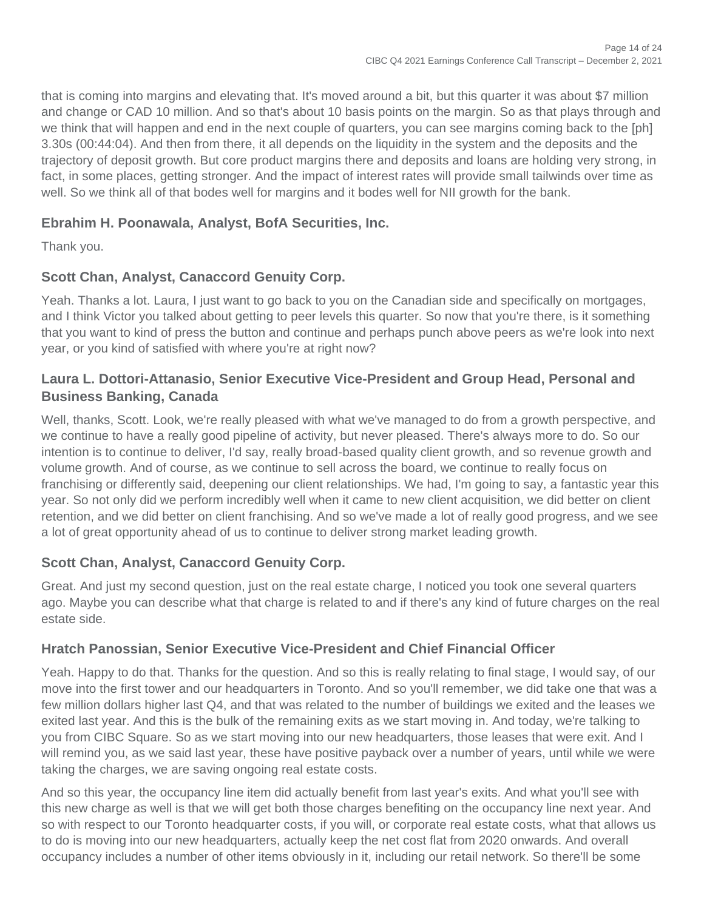that is coming into margins and elevating that. It's moved around a bit, but this quarter it was about $7 million and change or CAD 10 million. And so that's about 10 basis points on the margin. So as that plays through and we think that will happen and end in the next couple of quarters, you can see margins coming back to the [ph] 3.30s (00:44:04). And then from there, it all depends on the liquidity in the system and the deposits and the trajectory of deposit growth. But core product margins there and deposits and loans are holding very strong, in fact, in some places, getting stronger. And the impact of interest rates will provide small tailwinds over time as well. So we think all of that bodes well for margins and it bodes well for NII growth for the bank.

### Ebrahim H. Poonawala, Analyst, BofA Securities, Inc.

Thank you.

### Scott Chan, Analyst, Canaccord Genuity Corp.

Yeah. Thanks a lot. Laura, I just want to go back to you on the Canadian side and specifically on mortgages, and I think Victor you talked about getting to peer levels this quarter. So now that you're there, is it something that you want to kind of press the button and continue and perhaps punch above peers as we're look into next year, or you kind of satisfied with where you're at right now?

### Laura L. Dottori-Attanasio, Senior Executive Vice-President and Group Head, Personal and Business Banking, Canada

Well, thanks, Scott. Look, we're really pleased with what we've managed to do from a growth perspective, and we continue to have a really good pipeline of activity, but never pleased. There's always more to do. So our intention is to continue to deliver, I'd say, really broad-based quality client growth, and so revenue growth and volume growth. And of course, as we continue to sell across the board, we continue to really focus on franchising or differently said, deepening our client relationships. We had, I'm going to say, a fantastic year this year. So not only did we perform incredibly well when it came to new client acquisition, we did better on client retention, and we did better on client franchising. And so we've made a lot of really good progress, and we see a lot of great opportunity ahead of us to continue to deliver strong market leading growth.

### Scott Chan, Analyst, Canaccord Genuity Corp.

Great. And just my second question, just on the real estate charge, I noticed you took one several quarters ago. Maybe you can describe what that charge is related to and if there's any kind of future charges on the real estate side.

### Hratch Panossian, Senior Executive Vice-President and Chief Financial Officer

Yeah. Happy to do that. Thanks for the question. And so this is really relating to final stage, I would say, of our move into the first tower and our headquarters in Toronto. And so you'll remember, we did take one that was a few million dollars higher last Q4, and that was related to the number of buildings we exited and the leases we exited last year. And this is the bulk of the remaining exits as we start moving in. And today, we're talking to you from CIBC Square. So as we start moving into our new headquarters, those leases that were exit. And I will remind you, as we said last year, these have positive payback over a number of years, until while we were taking the charges, we are saving ongoing real estate costs.

And so this year, the occupancy line item did actually benefit from last year's exits. And what you'll see with this new charge as well is that we will get both those charges benefiting on the occupancy line next year. And so with respect to our Toronto headquarter costs, if you will, or corporate real estate costs, what that allows us to do is moving into our new headquarters, actually keep the net cost flat from 2020 onwards. And overall occupancy includes a number of other items obviously in it, including our retail network. So there'll be some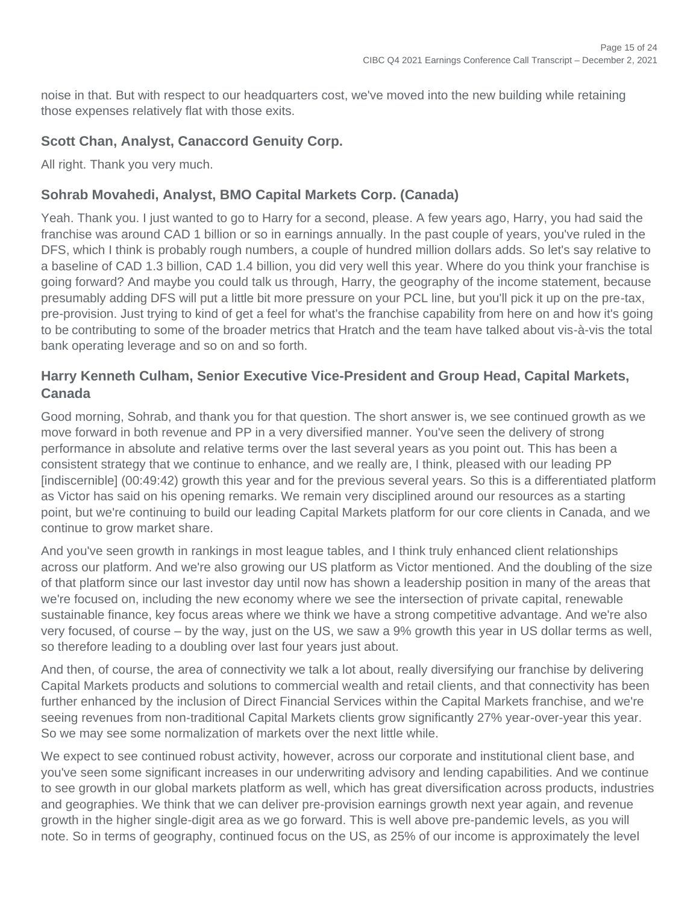noise in that. But with respect to our headquarters cost, we've moved into the new building while retaining those expenses relatively flat with those exits.

### Scott Chan, Analyst, Canaccord Genuity Corp.

All right. Thank you very much.

### Sohrab Movahedi, Analyst, BMO Capital Markets Corp. (Canada)

Yeah. Thank you. I just wanted to go to Harry for a second, please. A few years ago, Harry, you had said the franchise was around CAD 1 billion or so in earnings annually. In the past couple of years, you've ruled in the DFS, which I think is probably rough numbers, a couple of hundred million dollars adds. So let's say relative to a baseline of CAD 1.3 billion, CAD 1.4 billion, you did very well this year. Where do you think your franchise is going forward? And maybe you could talk us through, Harry, the geography of the income statement, because presumably adding DFS will put a little bit more pressure on your PCL line, but you'll pick it up on the pre-tax, pre-provision. Just trying to kind of get a feel for what's the franchise capability from here on and how it's going to be contributing to some of the broader metrics that Hratch and the team have talked about vis-à-vis the total bank operating leverage and so on and so forth.

### Harry Kenneth Culham, Senior Executive Vice-President and Group Head, Capital Markets, Canada

Good morning, Sohrab, and thank you for that question. The short answer is, we see continued growth as we move forward in both revenue and PP in a very diversified manner. You've seen the delivery of strong performance in absolute and relative terms over the last several years as you point out. This has been a consistent strategy that we continue to enhance, and we really are, I think, pleased with our leading PP [indiscernible] (00:49:42) growth this year and for the previous several years. So this is a differentiated platform as Victor has said on his opening remarks. We remain very disciplined around our resources as a starting point, but we're continuing to build our leading Capital Markets platform for our core clients in Canada, and we continue to grow market share.

And you've seen growth in rankings in most league tables, and I think truly enhanced client relationships across our platform. And we're also growing our US platform as Victor mentioned. And the doubling of the size of that platform since our last investor day until now has shown a leadership position in many of the areas that we're focused on, including the new economy where we see the intersection of private capital, renewable sustainable finance, key focus areas where we think we have a strong competitive advantage. And we're also very focused, of course – by the way, just on the US, we saw a 9% growth this year in US dollar terms as well, so therefore leading to a doubling over last four years just about.

And then, of course, the area of connectivity we talk a lot about, really diversifying our franchise by delivering Capital Markets products and solutions to commercial wealth and retail clients, and that connectivity has been further enhanced by the inclusion of Direct Financial Services within the Capital Markets franchise, and we're seeing revenues from non-traditional Capital Markets clients grow significantly 27% year-over-year this year. So we may see some normalization of markets over the next little while.

We expect to see continued robust activity, however, across our corporate and institutional client base, and you've seen some significant increases in our underwriting advisory and lending capabilities. And we continue to see growth in our global markets platform as well, which has great diversification across products, industries and geographies. We think that we can deliver pre-provision earnings growth next year again, and revenue growth in the higher single-digit area as we go forward. This is well above pre-pandemic levels, as you will note. So in terms of geography, continued focus on the US, as 25% of our income is approximately the level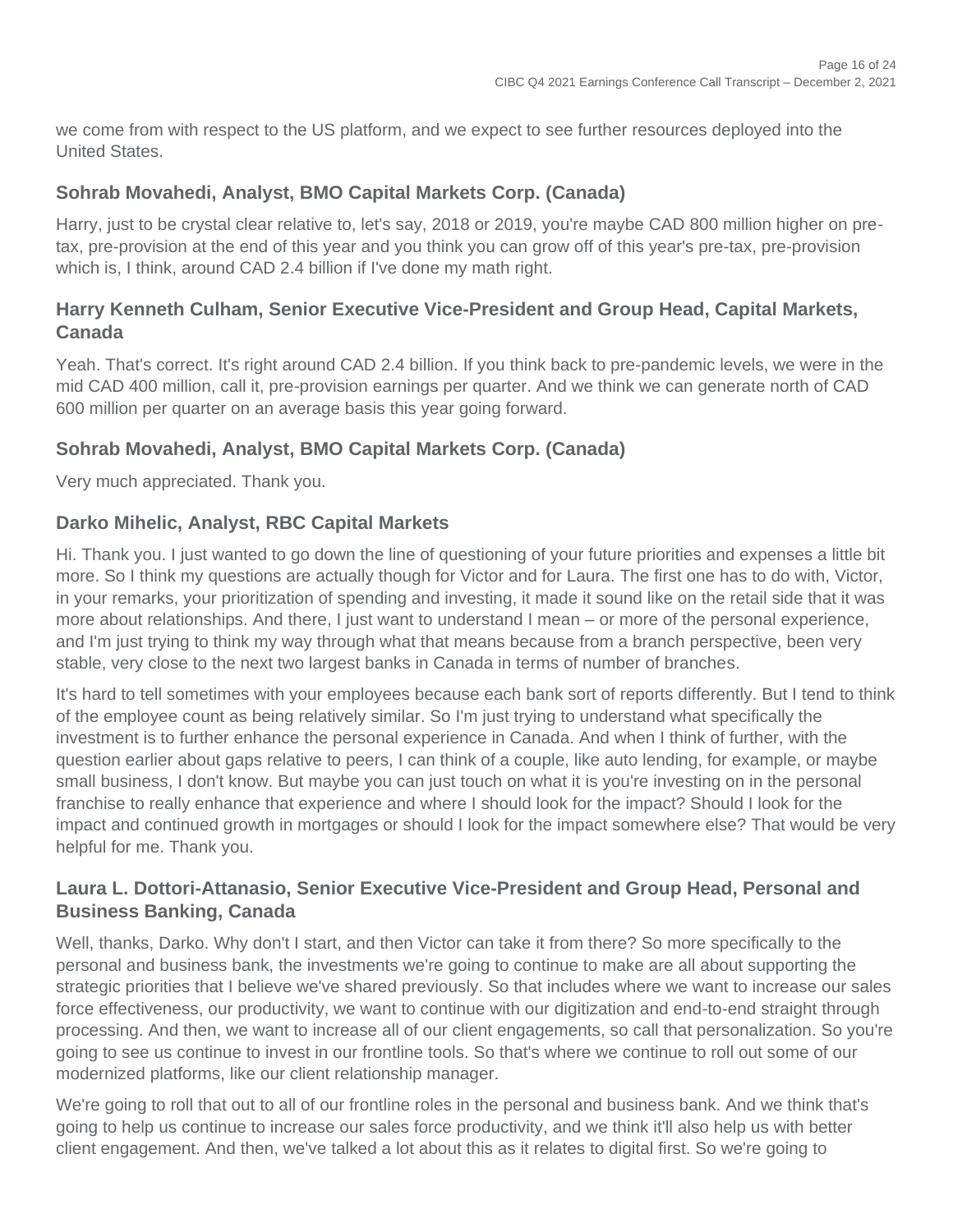we come from with respect to the US platform, and we expect to see further resources deployed into the United States.

### Sohrab Movahedi, Analyst, BMO Capital Markets Corp. (Canada)

Harry, just to be crystal clear relative to, let's say, 2018 or 2019, you're maybe CAD 800 million higher on pre-tax, pre-provision at the end of this year and you think you can grow off of this year's pre-tax, pre-provision which is, I think, around CAD 2.4 billion if I've done my math right.

### Harry Kenneth Culham, Senior Executive Vice-President and Group Head, Capital Markets, Canada

Yeah. That's correct. It's right around CAD 2.4 billion. If you think back to pre-pandemic levels, we were in the mid CAD 400 million, call it, pre-provision earnings per quarter. And we think we can generate north of CAD 600 million per quarter on an average basis this year going forward.

### Sohrab Movahedi, Analyst, BMO Capital Markets Corp. (Canada)

Very much appreciated. Thank you.

### Darko Mihelic, Analyst, RBC Capital Markets

Hi. Thank you. I just wanted to go down the line of questioning of your future priorities and expenses a little bit more. So I think my questions are actually though for Victor and for Laura. The first one has to do with, Victor, in your remarks, your prioritization of spending and investing, it made it sound like on the retail side that it was more about relationships. And there, I just want to understand I mean – or more of the personal experience, and I'm just trying to think my way through what that means because from a branch perspective, been very stable, very close to the next two largest banks in Canada in terms of number of branches.

It's hard to tell sometimes with your employees because each bank sort of reports differently. But I tend to think of the employee count as being relatively similar. So I'm just trying to understand what specifically the investment is to further enhance the personal experience in Canada. And when I think of further, with the question earlier about gaps relative to peers, I can think of a couple, like auto lending, for example, or maybe small business, I don't know. But maybe you can just touch on what it is you're investing on in the personal franchise to really enhance that experience and where I should look for the impact? Should I look for the impact and continued growth in mortgages or should I look for the impact somewhere else? That would be very helpful for me. Thank you.

### Laura L. Dottori-Attanasio, Senior Executive Vice-President and Group Head, Personal and Business Banking, Canada

Well, thanks, Darko. Why don't I start, and then Victor can take it from there? So more specifically to the personal and business bank, the investments we're going to continue to make are all about supporting the strategic priorities that I believe we've shared previously. So that includes where we want to increase our sales force effectiveness, our productivity, we want to continue with our digitization and end-to-end straight through processing. And then, we want to increase all of our client engagements, so call that personalization. So you're going to see us continue to invest in our frontline tools. So that's where we continue to roll out some of our modernized platforms, like our client relationship manager.

We're going to roll that out to all of our frontline roles in the personal and business bank. And we think that's going to help us continue to increase our sales force productivity, and we think it'll also help us with better client engagement. And then, we've talked a lot about this as it relates to digital first. So we're going to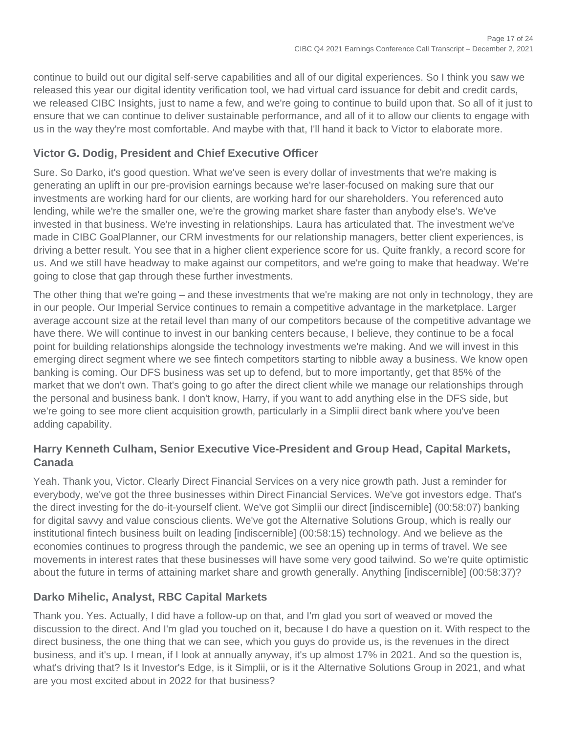continue to build out our digital self-serve capabilities and all of our digital experiences. So I think you saw we released this year our digital identity verification tool, we had virtual card issuance for debit and credit cards, we released CIBC Insights, just to name a few, and we're going to continue to build upon that. So all of it just to ensure that we can continue to deliver sustainable performance, and all of it to allow our clients to engage with us in the way they're most comfortable. And maybe with that, I'll hand it back to Victor to elaborate more.

### Victor G. Dodig, President and Chief Executive Officer

Sure. So Darko, it's good question. What we've seen is every dollar of investments that we're making is generating an uplift in our pre-provision earnings because we're laser-focused on making sure that our investments are working hard for our clients, are working hard for our shareholders. You referenced auto lending, while we're the smaller one, we're the growing market share faster than anybody else's. We've invested in that business. We're investing in relationships. Laura has articulated that. The investment we've made in CIBC GoalPlanner, our CRM investments for our relationship managers, better client experiences, is driving a better result. You see that in a higher client experience score for us. Quite frankly, a record score for us. And we still have headway to make against our competitors, and we're going to make that headway. We're going to close that gap through these further investments.

The other thing that we're going – and these investments that we're making are not only in technology, they are in our people. Our Imperial Service continues to remain a competitive advantage in the marketplace. Larger average account size at the retail level than many of our competitors because of the competitive advantage we have there. We will continue to invest in our banking centers because, I believe, they continue to be a focal point for building relationships alongside the technology investments we're making. And we will invest in this emerging direct segment where we see fintech competitors starting to nibble away a business. We know open banking is coming. Our DFS business was set up to defend, but to more importantly, get that 85% of the market that we don't own. That's going to go after the direct client while we manage our relationships through the personal and business bank. I don't know, Harry, if you want to add anything else in the DFS side, but we're going to see more client acquisition growth, particularly in a Simplii direct bank where you've been adding capability.

### Harry Kenneth Culham, Senior Executive Vice-President and Group Head, Capital Markets, Canada

Yeah. Thank you, Victor. Clearly Direct Financial Services on a very nice growth path. Just a reminder for everybody, we've got the three businesses within Direct Financial Services. We've got investors edge. That's the direct investing for the do-it-yourself client. We've got Simplii our direct [indiscernible] (00:58:07) banking for digital savvy and value conscious clients. We've got the Alternative Solutions Group, which is really our institutional fintech business built on leading [indiscernible] (00:58:15) technology. And we believe as the economies continues to progress through the pandemic, we see an opening up in terms of travel. We see movements in interest rates that these businesses will have some very good tailwind. So we're quite optimistic about the future in terms of attaining market share and growth generally. Anything [indiscernible] (00:58:37)?

### Darko Mihelic, Analyst, RBC Capital Markets

Thank you. Yes. Actually, I did have a follow-up on that, and I'm glad you sort of weaved or moved the discussion to the direct. And I'm glad you touched on it, because I do have a question on it. With respect to the direct business, the one thing that we can see, which you guys do provide us, is the revenues in the direct business, and it's up. I mean, if I look at annually anyway, it's up almost 17% in 2021. And so the question is, what's driving that? Is it Investor's Edge, is it Simplii, or is it the Alternative Solutions Group in 2021, and what are you most excited about in 2022 for that business?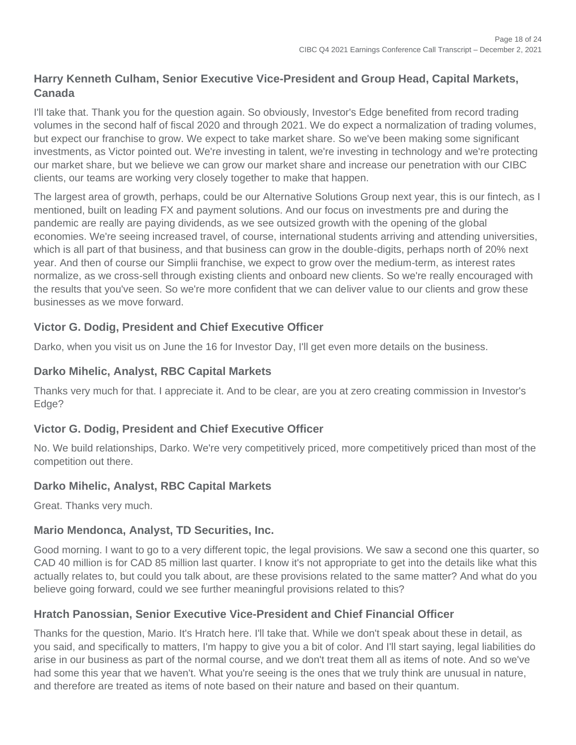## Harry Kenneth Culham, Senior Executive Vice-President and Group Head, Capital Markets, Canada

I'll take that. Thank you for the question again. So obviously, Investor's Edge benefited from record trading volumes in the second half of fiscal 2020 and through 2021. We do expect a normalization of trading volumes, but expect our franchise to grow. We expect to take market share. So we've been making some significant investments, as Victor pointed out. We're investing in talent, we're investing in technology and we're protecting our market share, but we believe we can grow our market share and increase our penetration with our CIBC clients, our teams are working very closely together to make that happen.

The largest area of growth, perhaps, could be our Alternative Solutions Group next year, this is our fintech, as I mentioned, built on leading FX and payment solutions. And our focus on investments pre and during the pandemic are really are paying dividends, as we see outsized growth with the opening of the global economies. We're seeing increased travel, of course, international students arriving and attending universities, which is all part of that business, and that business can grow in the double-digits, perhaps north of 20% next year. And then of course our Simplii franchise, we expect to grow over the medium-term, as interest rates normalize, as we cross-sell through existing clients and onboard new clients. So we're really encouraged with the results that you've seen. So we're more confident that we can deliver value to our clients and grow these businesses as we move forward.

## Victor G. Dodig, President and Chief Executive Officer

Darko, when you visit us on June the 16 for Investor Day, I'll get even more details on the business.

## Darko Mihelic, Analyst, RBC Capital Markets

Thanks very much for that. I appreciate it. And to be clear, are you at zero creating commission in Investor's Edge?

## Victor G. Dodig, President and Chief Executive Officer

No. We build relationships, Darko. We're very competitively priced, more competitively priced than most of the competition out there.

## Darko Mihelic, Analyst, RBC Capital Markets

Great. Thanks very much.

## Mario Mendonca, Analyst, TD Securities, Inc.

Good morning. I want to go to a very different topic, the legal provisions. We saw a second one this quarter, so CAD 40 million is for CAD 85 million last quarter. I know it's not appropriate to get into the details like what this actually relates to, but could you talk about, are these provisions related to the same matter? And what do you believe going forward, could we see further meaningful provisions related to this?

## Hratch Panossian, Senior Executive Vice-President and Chief Financial Officer

Thanks for the question, Mario. It's Hratch here. I'll take that. While we don't speak about these in detail, as you said, and specifically to matters, I'm happy to give you a bit of color. And I'll start saying, legal liabilities do arise in our business as part of the normal course, and we don't treat them all as items of note. And so we've had some this year that we haven't. What you're seeing is the ones that we truly think are unusual in nature, and therefore are treated as items of note based on their nature and based on their quantum.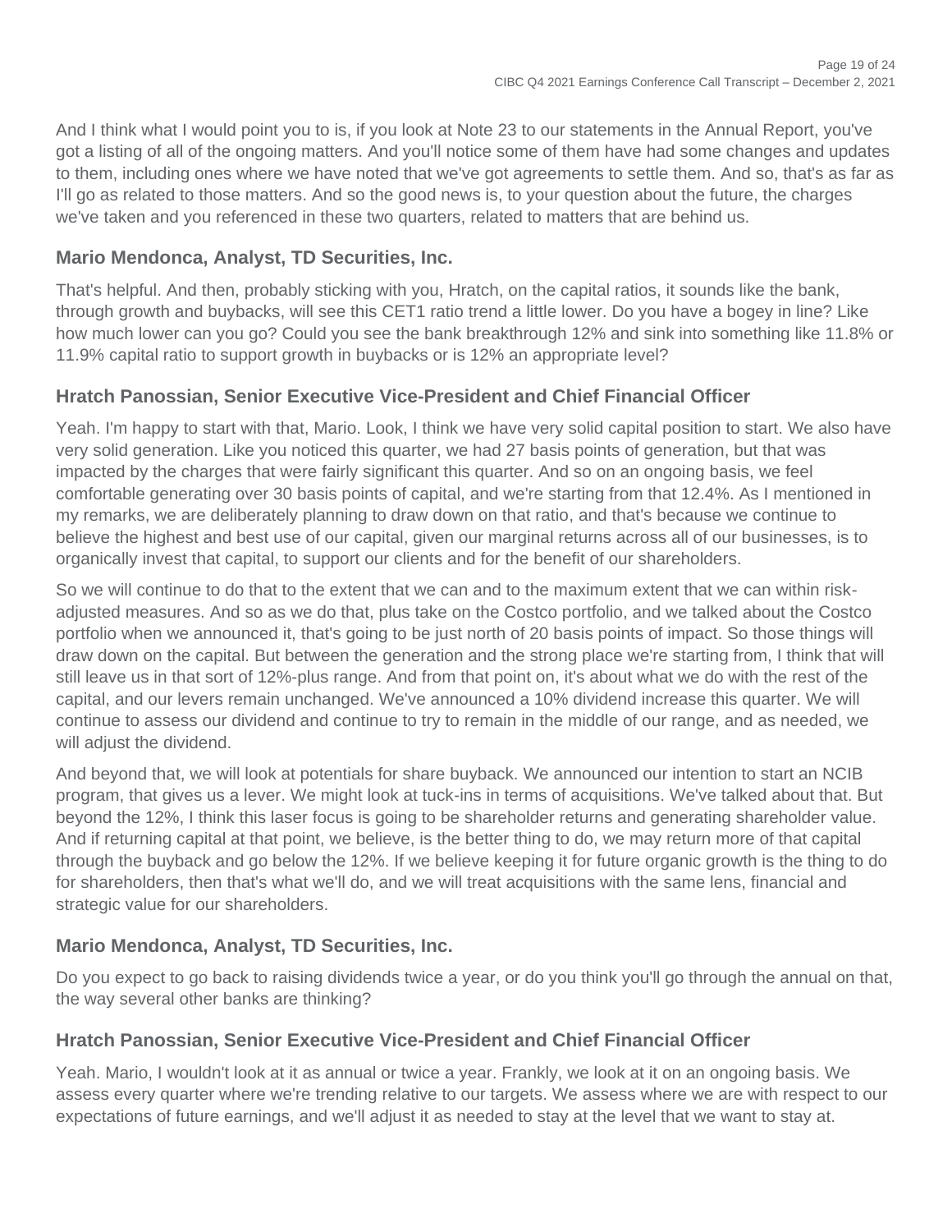And I think what I would point you to is, if you look at Note 23 to our statements in the Annual Report, you've got a listing of all of the ongoing matters. And you'll notice some of them have had some changes and updates to them, including ones where we have noted that we've got agreements to settle them. And so, that's as far as I'll go as related to those matters. And so the good news is, to your question about the future, the charges we've taken and you referenced in these two quarters, related to matters that are behind us.

### Mario Mendonca, Analyst, TD Securities, Inc.

That's helpful. And then, probably sticking with you, Hratch, on the capital ratios, it sounds like the bank, through growth and buybacks, will see this CET1 ratio trend a little lower. Do you have a bogey in line? Like how much lower can you go? Could you see the bank breakthrough 12% and sink into something like 11.8% or 11.9% capital ratio to support growth in buybacks or is 12% an appropriate level?

### Hratch Panossian, Senior Executive Vice-President and Chief Financial Officer

Yeah. I'm happy to start with that, Mario. Look, I think we have very solid capital position to start. We also have very solid generation. Like you noticed this quarter, we had 27 basis points of generation, but that was impacted by the charges that were fairly significant this quarter. And so on an ongoing basis, we feel comfortable generating over 30 basis points of capital, and we're starting from that 12.4%. As I mentioned in my remarks, we are deliberately planning to draw down on that ratio, and that's because we continue to believe the highest and best use of our capital, given our marginal returns across all of our businesses, is to organically invest that capital, to support our clients and for the benefit of our shareholders.

So we will continue to do that to the extent that we can and to the maximum extent that we can within risk-adjusted measures. And so as we do that, plus take on the Costco portfolio, and we talked about the Costco portfolio when we announced it, that's going to be just north of 20 basis points of impact. So those things will draw down on the capital. But between the generation and the strong place we're starting from, I think that will still leave us in that sort of 12%-plus range. And from that point on, it's about what we do with the rest of the capital, and our levers remain unchanged. We've announced a 10% dividend increase this quarter. We will continue to assess our dividend and continue to try to remain in the middle of our range, and as needed, we will adjust the dividend.

And beyond that, we will look at potentials for share buyback. We announced our intention to start an NCIB program, that gives us a lever. We might look at tuck-ins in terms of acquisitions. We've talked about that. But beyond the 12%, I think this laser focus is going to be shareholder returns and generating shareholder value. And if returning capital at that point, we believe, is the better thing to do, we may return more of that capital through the buyback and go below the 12%. If we believe keeping it for future organic growth is the thing to do for shareholders, then that's what we'll do, and we will treat acquisitions with the same lens, financial and strategic value for our shareholders.

### Mario Mendonca, Analyst, TD Securities, Inc.

Do you expect to go back to raising dividends twice a year, or do you think you'll go through the annual on that, the way several other banks are thinking?

### Hratch Panossian, Senior Executive Vice-President and Chief Financial Officer

Yeah. Mario, I wouldn't look at it as annual or twice a year. Frankly, we look at it on an ongoing basis. We assess every quarter where we're trending relative to our targets. We assess where we are with respect to our expectations of future earnings, and we'll adjust it as needed to stay at the level that we want to stay at.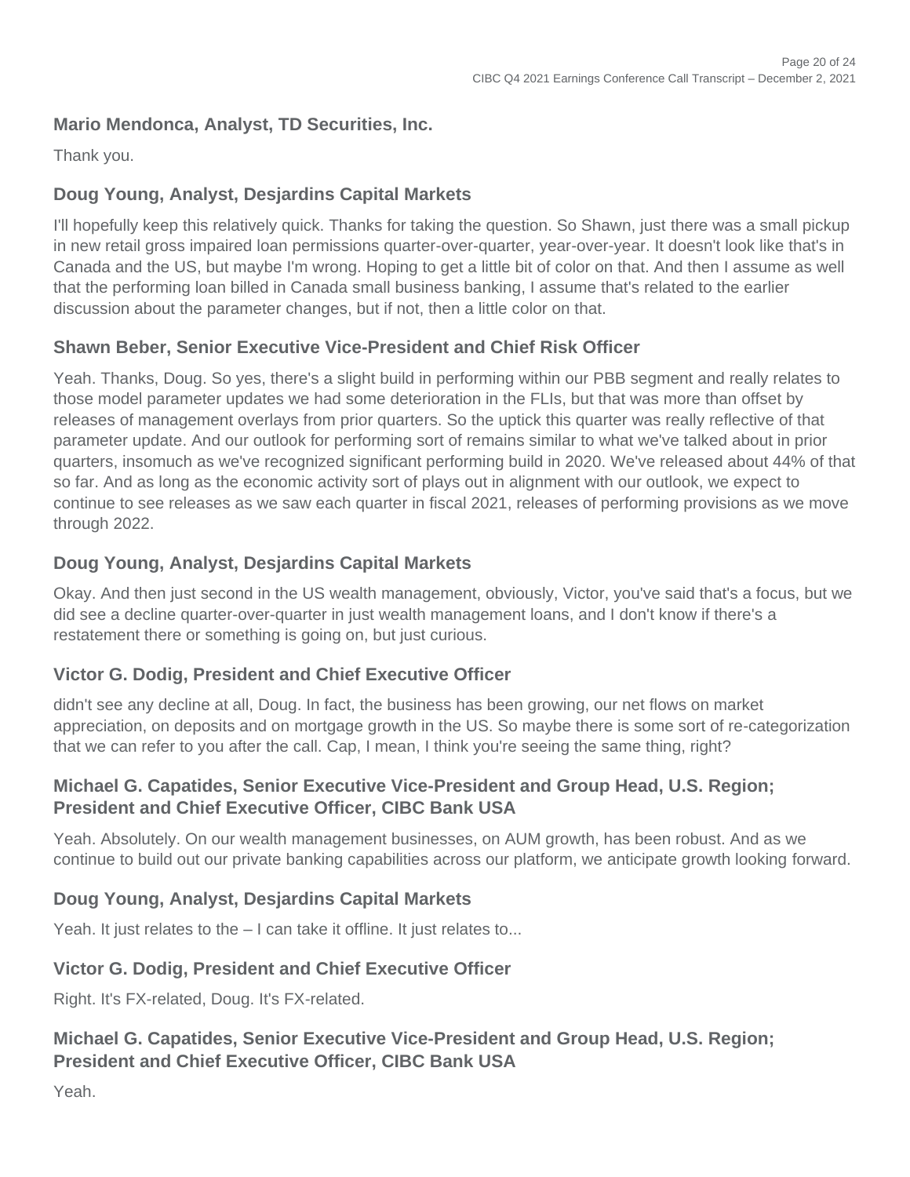**Mario Mendonca, Analyst, TD Securities, Inc.**

Thank you.

**Doug Young, Analyst, Desjardins Capital Markets**

I'll hopefully keep this relatively quick. Thanks for taking the question. So Shawn, just there was a small pickup in new retail gross impaired loan permissions quarter-over-quarter, year-over-year. It doesn't look like that's in Canada and the US, but maybe I'm wrong. Hoping to get a little bit of color on that. And then I assume as well that the performing loan billed in Canada small business banking, I assume that's related to the earlier discussion about the parameter changes, but if not, then a little color on that.

**Shawn Beber, Senior Executive Vice-President and Chief Risk Officer**

Yeah. Thanks, Doug. So yes, there's a slight build in performing within our PBB segment and really relates to those model parameter updates we had some deterioration in the FLIs, but that was more than offset by releases of management overlays from prior quarters. So the uptick this quarter was really reflective of that parameter update. And our outlook for performing sort of remains similar to what we've talked about in prior quarters, insomuch as we've recognized significant performing build in 2020. We've released about 44% of that so far. And as long as the economic activity sort of plays out in alignment with our outlook, we expect to continue to see releases as we saw each quarter in fiscal 2021, releases of performing provisions as we move through 2022.

**Doug Young, Analyst, Desjardins Capital Markets**

Okay. And then just second in the US wealth management, obviously, Victor, you've said that's a focus, but we did see a decline quarter-over-quarter in just wealth management loans, and I don't know if there's a restatement there or something is going on, but just curious.

**Victor G. Dodig, President and Chief Executive Officer**

didn't see any decline at all, Doug. In fact, the business has been growing, our net flows on market appreciation, on deposits and on mortgage growth in the US. So maybe there is some sort of re-categorization that we can refer to you after the call. Cap, I mean, I think you're seeing the same thing, right?

**Michael G. Capatides, Senior Executive Vice-President and Group Head, U.S. Region; President and Chief Executive Officer, CIBC Bank USA**

Yeah. Absolutely. On our wealth management businesses, on AUM growth, has been robust. And as we continue to build out our private banking capabilities across our platform, we anticipate growth looking forward.

**Doug Young, Analyst, Desjardins Capital Markets**

Yeah. It just relates to the – I can take it offline. It just relates to...

**Victor G. Dodig, President and Chief Executive Officer**

Right. It's FX-related, Doug. It's FX-related.

**Michael G. Capatides, Senior Executive Vice-President and Group Head, U.S. Region; President and Chief Executive Officer, CIBC Bank USA**

Yeah.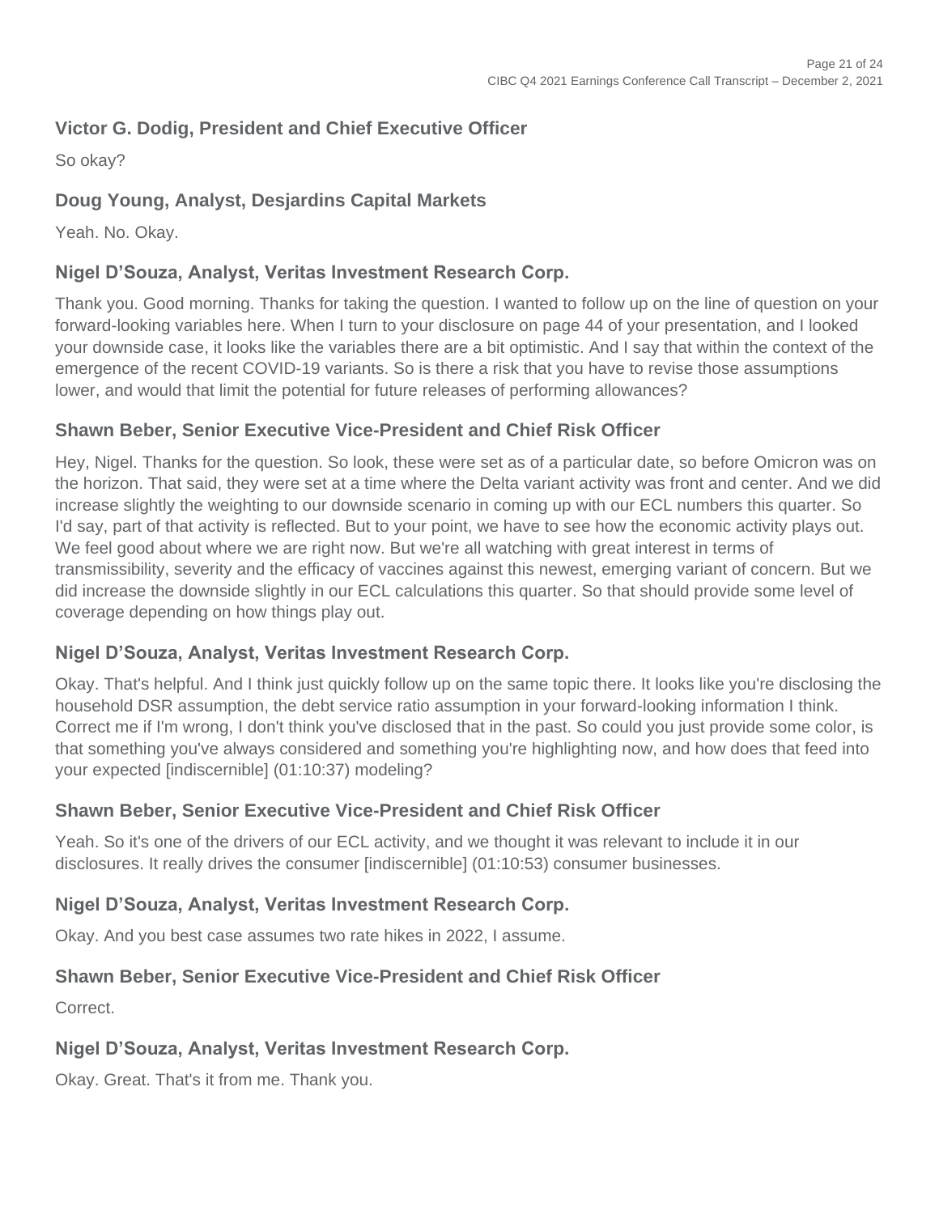### Victor G. Dodig, President and Chief Executive Officer

So okay?

### Doug Young, Analyst, Desjardins Capital Markets

Yeah. No. Okay.

### Nigel D'Souza, Analyst, Veritas Investment Research Corp.

Thank you. Good morning. Thanks for taking the question. I wanted to follow up on the line of question on your forward-looking variables here. When I turn to your disclosure on page 44 of your presentation, and I looked your downside case, it looks like the variables there are a bit optimistic. And I say that within the context of the emergence of the recent COVID-19 variants. So is there a risk that you have to revise those assumptions lower, and would that limit the potential for future releases of performing allowances?

### Shawn Beber, Senior Executive Vice-President and Chief Risk Officer

Hey, Nigel. Thanks for the question. So look, these were set as of a particular date, so before Omicron was on the horizon. That said, they were set at a time where the Delta variant activity was front and center. And we did increase slightly the weighting to our downside scenario in coming up with our ECL numbers this quarter. So I'd say, part of that activity is reflected. But to your point, we have to see how the economic activity plays out. We feel good about where we are right now. But we're all watching with great interest in terms of transmissibility, severity and the efficacy of vaccines against this newest, emerging variant of concern. But we did increase the downside slightly in our ECL calculations this quarter. So that should provide some level of coverage depending on how things play out.

### Nigel D'Souza, Analyst, Veritas Investment Research Corp.

Okay. That's helpful. And I think just quickly follow up on the same topic there. It looks like you're disclosing the household DSR assumption, the debt service ratio assumption in your forward-looking information I think. Correct me if I'm wrong, I don't think you've disclosed that in the past. So could you just provide some color, is that something you've always considered and something you're highlighting now, and how does that feed into your expected [indiscernible] (01:10:37) modeling?

### Shawn Beber, Senior Executive Vice-President and Chief Risk Officer

Yeah. So it's one of the drivers of our ECL activity, and we thought it was relevant to include it in our disclosures. It really drives the consumer [indiscernible] (01:10:53) consumer businesses.

### Nigel D'Souza, Analyst, Veritas Investment Research Corp.

Okay. And you best case assumes two rate hikes in 2022, I assume.

### Shawn Beber, Senior Executive Vice-President and Chief Risk Officer

Correct.

### Nigel D'Souza, Analyst, Veritas Investment Research Corp.

Okay. Great. That's it from me. Thank you.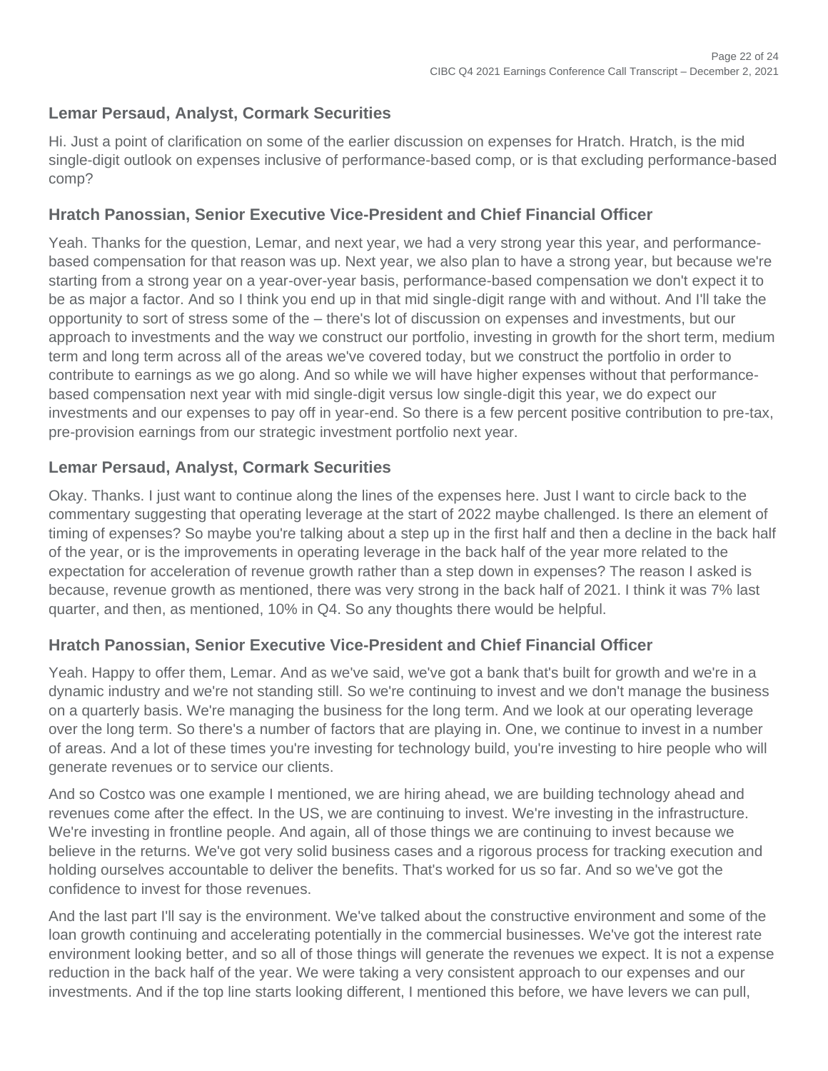### Lemar Persaud, Analyst, Cormark Securities

Hi. Just a point of clarification on some of the earlier discussion on expenses for Hratch. Hratch, is the mid single-digit outlook on expenses inclusive of performance-based comp, or is that excluding performance-based comp?

### Hratch Panossian, Senior Executive Vice-President and Chief Financial Officer

Yeah. Thanks for the question, Lemar, and next year, we had a very strong year this year, and performance-based compensation for that reason was up. Next year, we also plan to have a strong year, but because we're starting from a strong year on a year-over-year basis, performance-based compensation we don't expect it to be as major a factor. And so I think you end up in that mid single-digit range with and without. And I'll take the opportunity to sort of stress some of the – there's lot of discussion on expenses and investments, but our approach to investments and the way we construct our portfolio, investing in growth for the short term, medium term and long term across all of the areas we've covered today, but we construct the portfolio in order to contribute to earnings as we go along. And so while we will have higher expenses without that performance-based compensation next year with mid single-digit versus low single-digit this year, we do expect our investments and our expenses to pay off in year-end. So there is a few percent positive contribution to pre-tax, pre-provision earnings from our strategic investment portfolio next year.

### Lemar Persaud, Analyst, Cormark Securities

Okay. Thanks. I just want to continue along the lines of the expenses here. Just I want to circle back to the commentary suggesting that operating leverage at the start of 2022 maybe challenged. Is there an element of timing of expenses? So maybe you're talking about a step up in the first half and then a decline in the back half of the year, or is the improvements in operating leverage in the back half of the year more related to the expectation for acceleration of revenue growth rather than a step down in expenses? The reason I asked is because, revenue growth as mentioned, there was very strong in the back half of 2021. I think it was 7% last quarter, and then, as mentioned, 10% in Q4. So any thoughts there would be helpful.

### Hratch Panossian, Senior Executive Vice-President and Chief Financial Officer

Yeah. Happy to offer them, Lemar. And as we've said, we've got a bank that's built for growth and we're in a dynamic industry and we're not standing still. So we're continuing to invest and we don't manage the business on a quarterly basis. We're managing the business for the long term. And we look at our operating leverage over the long term. So there's a number of factors that are playing in. One, we continue to invest in a number of areas. And a lot of these times you're investing for technology build, you're investing to hire people who will generate revenues or to service our clients.

And so Costco was one example I mentioned, we are hiring ahead, we are building technology ahead and revenues come after the effect. In the US, we are continuing to invest. We're investing in the infrastructure. We're investing in frontline people. And again, all of those things we are continuing to invest because we believe in the returns. We've got very solid business cases and a rigorous process for tracking execution and holding ourselves accountable to deliver the benefits. That's worked for us so far. And so we've got the confidence to invest for those revenues.

And the last part I'll say is the environment. We've talked about the constructive environment and some of the loan growth continuing and accelerating potentially in the commercial businesses. We've got the interest rate environment looking better, and so all of those things will generate the revenues we expect. It is not a expense reduction in the back half of the year. We were taking a very consistent approach to our expenses and our investments. And if the top line starts looking different, I mentioned this before, we have levers we can pull,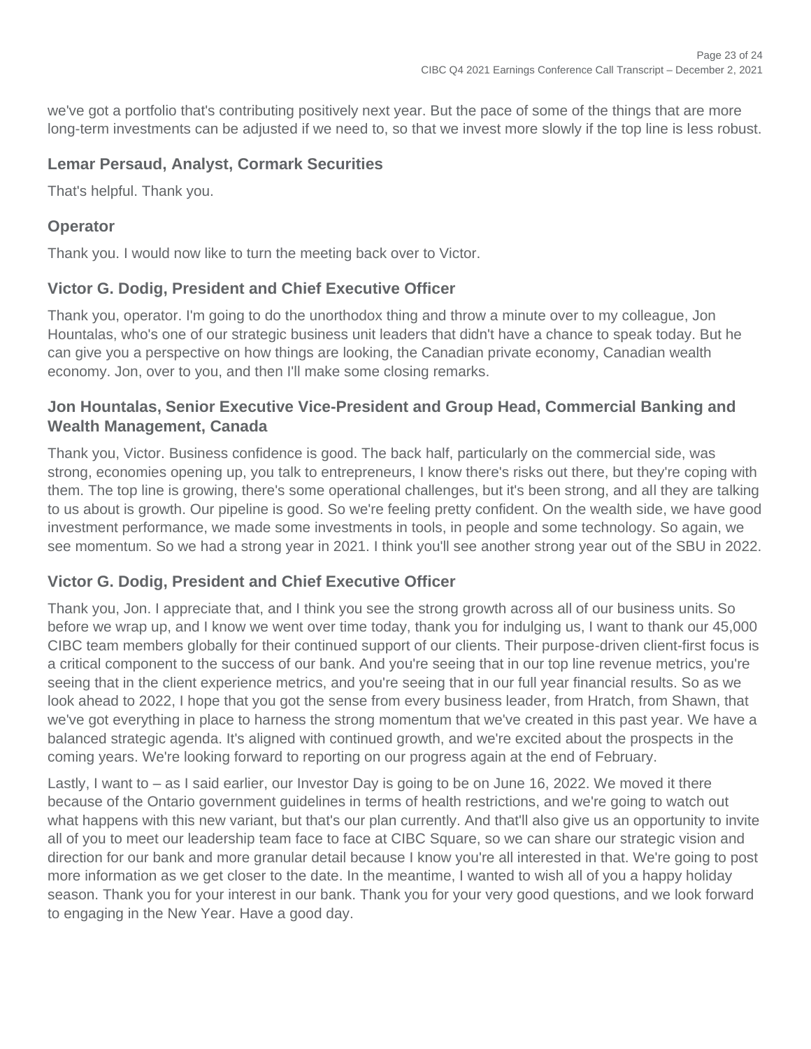we've got a portfolio that's contributing positively next year. But the pace of some of the things that are more long-term investments can be adjusted if we need to, so that we invest more slowly if the top line is less robust.

### Lemar Persaud, Analyst, Cormark Securities

That's helpful. Thank you.

### Operator

Thank you. I would now like to turn the meeting back over to Victor.

### Victor G. Dodig, President and Chief Executive Officer

Thank you, operator. I'm going to do the unorthodox thing and throw a minute over to my colleague, Jon Hountalas, who's one of our strategic business unit leaders that didn't have a chance to speak today. But he can give you a perspective on how things are looking, the Canadian private economy, Canadian wealth economy. Jon, over to you, and then I'll make some closing remarks.

### Jon Hountalas, Senior Executive Vice-President and Group Head, Commercial Banking and Wealth Management, Canada

Thank you, Victor. Business confidence is good. The back half, particularly on the commercial side, was strong, economies opening up, you talk to entrepreneurs, I know there's risks out there, but they're coping with them. The top line is growing, there's some operational challenges, but it's been strong, and all they are talking to us about is growth. Our pipeline is good. So we're feeling pretty confident. On the wealth side, we have good investment performance, we made some investments in tools, in people and some technology. So again, we see momentum. So we had a strong year in 2021. I think you'll see another strong year out of the SBU in 2022.

### Victor G. Dodig, President and Chief Executive Officer

Thank you, Jon. I appreciate that, and I think you see the strong growth across all of our business units. So before we wrap up, and I know we went over time today, thank you for indulging us, I want to thank our 45,000 CIBC team members globally for their continued support of our clients. Their purpose-driven client-first focus is a critical component to the success of our bank. And you're seeing that in our top line revenue metrics, you're seeing that in the client experience metrics, and you're seeing that in our full year financial results. So as we look ahead to 2022, I hope that you got the sense from every business leader, from Hratch, from Shawn, that we've got everything in place to harness the strong momentum that we've created in this past year. We have a balanced strategic agenda. It's aligned with continued growth, and we're excited about the prospects in the coming years. We're looking forward to reporting on our progress again at the end of February.

Lastly, I want to – as I said earlier, our Investor Day is going to be on June 16, 2022. We moved it there because of the Ontario government guidelines in terms of health restrictions, and we're going to watch out what happens with this new variant, but that's our plan currently. And that'll also give us an opportunity to invite all of you to meet our leadership team face to face at CIBC Square, so we can share our strategic vision and direction for our bank and more granular detail because I know you're all interested in that. We're going to post more information as we get closer to the date. In the meantime, I wanted to wish all of you a happy holiday season. Thank you for your interest in our bank. Thank you for your very good questions, and we look forward to engaging in the New Year. Have a good day.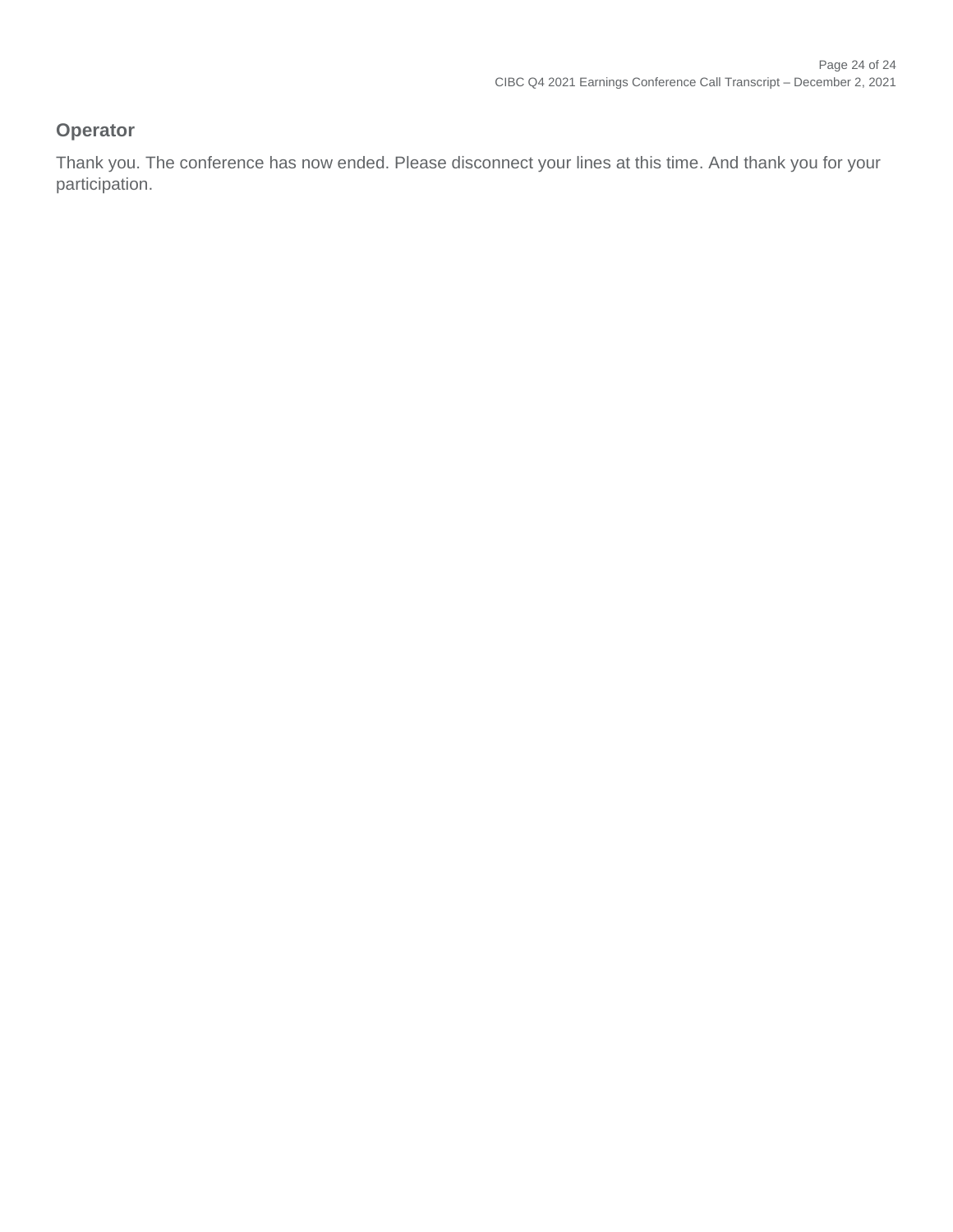**Operator**

Thank you. The conference has now ended. Please disconnect your lines at this time. And thank you for your participation.